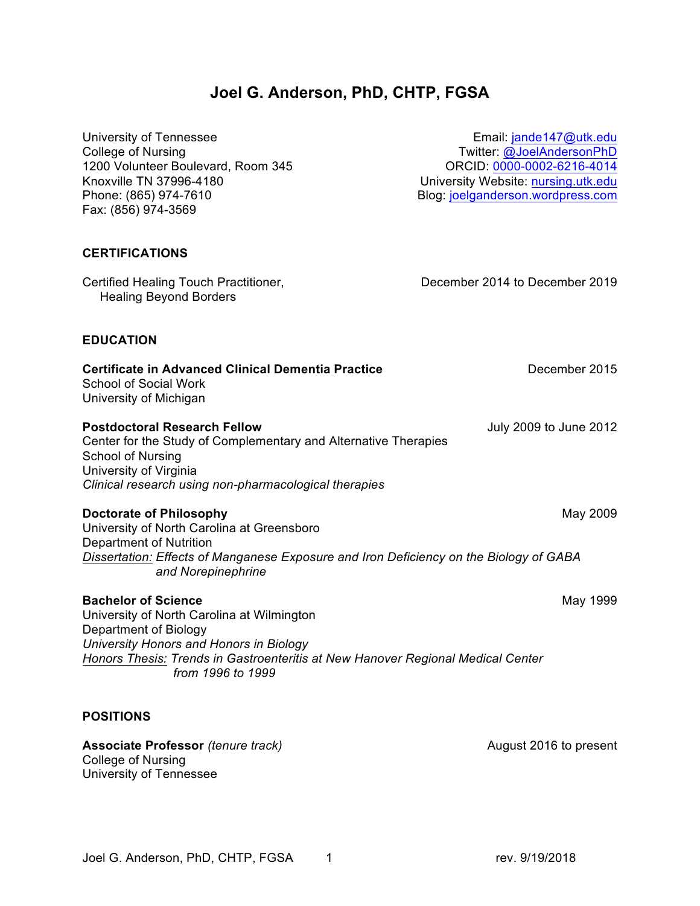# Joel G. Anderson, PhD, CHTP, FGSA

University of Tennessee
College of Nursing
1200 Volunteer Boulevard, Room 345
Knoxville TN 37996-4180
Phone: (865) 974-7610
Fax: (856) 974-3569

Email: jande147@utk.edu
Twitter: @JoelAndersonPhD
ORCID: 0000-0002-6216-4014
University Website: nursing.utk.edu
Blog: joelganderson.wordpress.com

## CERTIFICATIONS

Certified Healing Touch Practitioner, Healing Beyond Borders — December 2014 to December 2019

## EDUCATION

**Certificate in Advanced Clinical Dementia Practice** — December 2015
School of Social Work
University of Michigan

**Postdoctoral Research Fellow** — July 2009 to June 2012
Center for the Study of Complementary and Alternative Therapies
School of Nursing
University of Virginia
*Clinical research using non-pharmacological therapies*

**Doctorate of Philosophy** — May 2009
University of North Carolina at Greensboro
Department of Nutrition
Dissertation: *Effects of Manganese Exposure and Iron Deficiency on the Biology of GABA and Norepinephrine*

**Bachelor of Science** — May 1999
University of North Carolina at Wilmington
Department of Biology
*University Honors and Honors in Biology*
Honors Thesis: *Trends in Gastroenteritis at New Hanover Regional Medical Center from 1996 to 1999*

## POSITIONS

**Associate Professor** *(tenure track)* — August 2016 to present
College of Nursing
University of Tennessee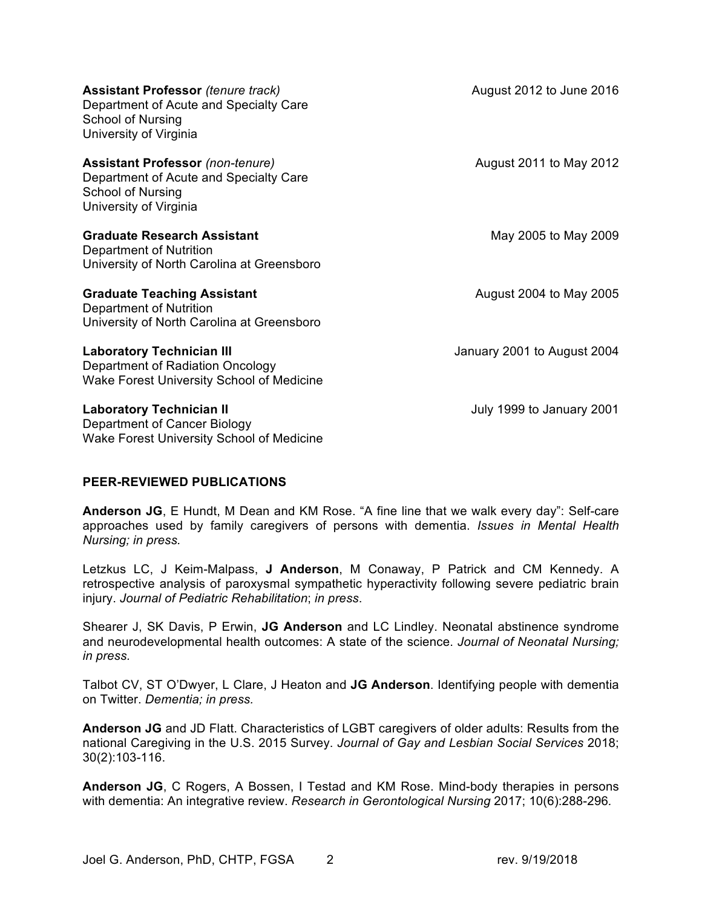**Assistant Professor** *(tenure track)* August 2012 to June 2016
Department of Acute and Specialty Care
School of Nursing
University of Virginia

**Assistant Professor** *(non-tenure)* August 2011 to May 2012
Department of Acute and Specialty Care
School of Nursing
University of Virginia

**Graduate Research Assistant** May 2005 to May 2009
Department of Nutrition
University of North Carolina at Greensboro

**Graduate Teaching Assistant** August 2004 to May 2005
Department of Nutrition
University of North Carolina at Greensboro

**Laboratory Technician III** January 2001 to August 2004
Department of Radiation Oncology
Wake Forest University School of Medicine

**Laboratory Technician II** July 1999 to January 2001
Department of Cancer Biology
Wake Forest University School of Medicine

## PEER-REVIEWED PUBLICATIONS

**Anderson JG**, E Hundt, M Dean and KM Rose. "A fine line that we walk every day": Self-care approaches used by family caregivers of persons with dementia. *Issues in Mental Health Nursing; in press.*

Letzkus LC, J Keim-Malpass, **J Anderson**, M Conaway, P Patrick and CM Kennedy. A retrospective analysis of paroxysmal sympathetic hyperactivity following severe pediatric brain injury. *Journal of Pediatric Rehabilitation*; *in press*.

Shearer J, SK Davis, P Erwin, **JG Anderson** and LC Lindley. Neonatal abstinence syndrome and neurodevelopmental health outcomes: A state of the science. *Journal of Neonatal Nursing; in press.*

Talbot CV, ST O'Dwyer, L Clare, J Heaton and **JG Anderson**. Identifying people with dementia on Twitter. *Dementia; in press.*

**Anderson JG** and JD Flatt. Characteristics of LGBT caregivers of older adults: Results from the national Caregiving in the U.S. 2015 Survey. *Journal of Gay and Lesbian Social Services* 2018; 30(2):103-116.

**Anderson JG**, C Rogers, A Bossen, I Testad and KM Rose. Mind-body therapies in persons with dementia: An integrative review. *Research in Gerontological Nursing* 2017; 10(6):288-296.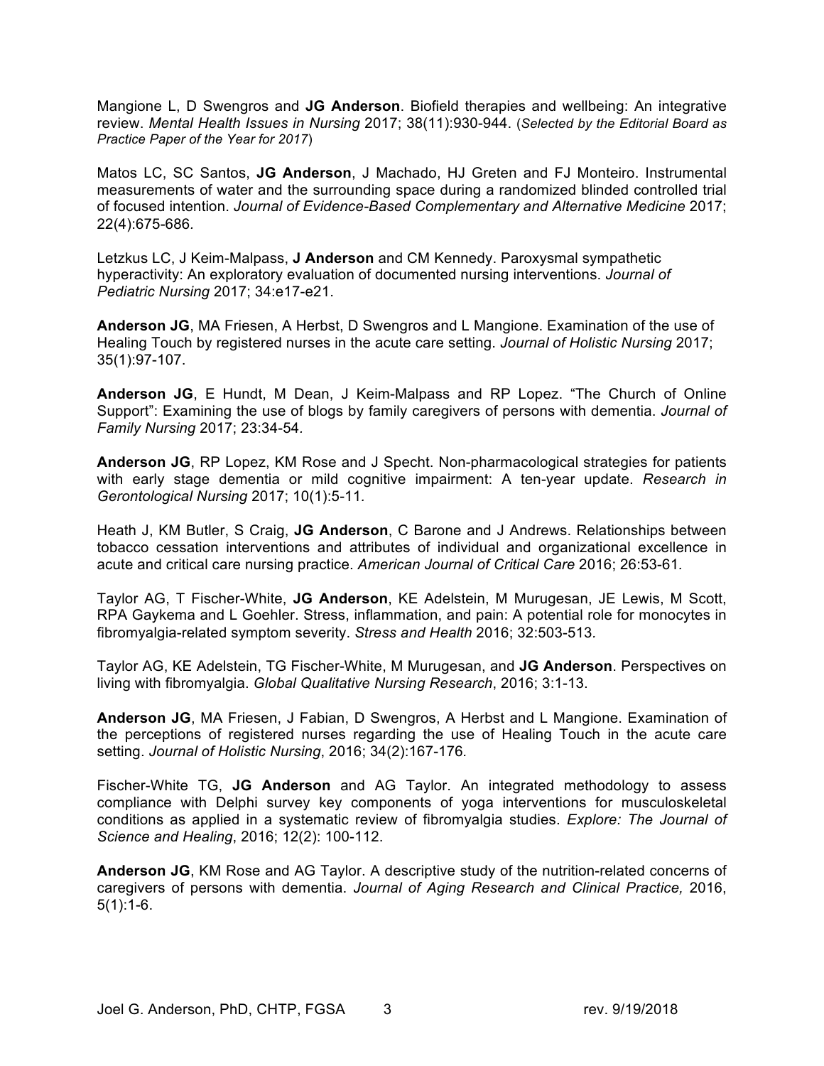Mangione L, D Swengros and **JG Anderson**. Biofield therapies and wellbeing: An integrative review. *Mental Health Issues in Nursing* 2017; 38(11):930-944. (*Selected by the Editorial Board as Practice Paper of the Year for 2017*)

Matos LC, SC Santos, **JG Anderson**, J Machado, HJ Greten and FJ Monteiro. Instrumental measurements of water and the surrounding space during a randomized blinded controlled trial of focused intention. *Journal of Evidence-Based Complementary and Alternative Medicine* 2017; 22(4):675-686.

Letzkus LC, J Keim-Malpass, **J Anderson** and CM Kennedy. Paroxysmal sympathetic hyperactivity: An exploratory evaluation of documented nursing interventions. *Journal of Pediatric Nursing* 2017; 34:e17-e21.

**Anderson JG**, MA Friesen, A Herbst, D Swengros and L Mangione. Examination of the use of Healing Touch by registered nurses in the acute care setting. *Journal of Holistic Nursing* 2017; 35(1):97-107.

**Anderson JG**, E Hundt, M Dean, J Keim-Malpass and RP Lopez. "The Church of Online Support": Examining the use of blogs by family caregivers of persons with dementia. *Journal of Family Nursing* 2017; 23:34-54.

**Anderson JG**, RP Lopez, KM Rose and J Specht. Non-pharmacological strategies for patients with early stage dementia or mild cognitive impairment: A ten-year update. *Research in Gerontological Nursing* 2017; 10(1):5-11.

Heath J, KM Butler, S Craig, **JG Anderson**, C Barone and J Andrews. Relationships between tobacco cessation interventions and attributes of individual and organizational excellence in acute and critical care nursing practice. *American Journal of Critical Care* 2016; 26:53-61.

Taylor AG, T Fischer-White, **JG Anderson**, KE Adelstein, M Murugesan, JE Lewis, M Scott, RPA Gaykema and L Goehler. Stress, inflammation, and pain: A potential role for monocytes in fibromyalgia-related symptom severity. *Stress and Health* 2016; 32:503-513.

Taylor AG, KE Adelstein, TG Fischer-White, M Murugesan, and **JG Anderson**. Perspectives on living with fibromyalgia. *Global Qualitative Nursing Research*, 2016; 3:1-13.

**Anderson JG**, MA Friesen, J Fabian, D Swengros, A Herbst and L Mangione. Examination of the perceptions of registered nurses regarding the use of Healing Touch in the acute care setting. *Journal of Holistic Nursing*, 2016; 34(2):167-176.

Fischer-White TG, **JG Anderson** and AG Taylor. An integrated methodology to assess compliance with Delphi survey key components of yoga interventions for musculoskeletal conditions as applied in a systematic review of fibromyalgia studies. *Explore: The Journal of Science and Healing*, 2016; 12(2): 100-112.

**Anderson JG**, KM Rose and AG Taylor. A descriptive study of the nutrition-related concerns of caregivers of persons with dementia. *Journal of Aging Research and Clinical Practice,* 2016, 5(1):1-6.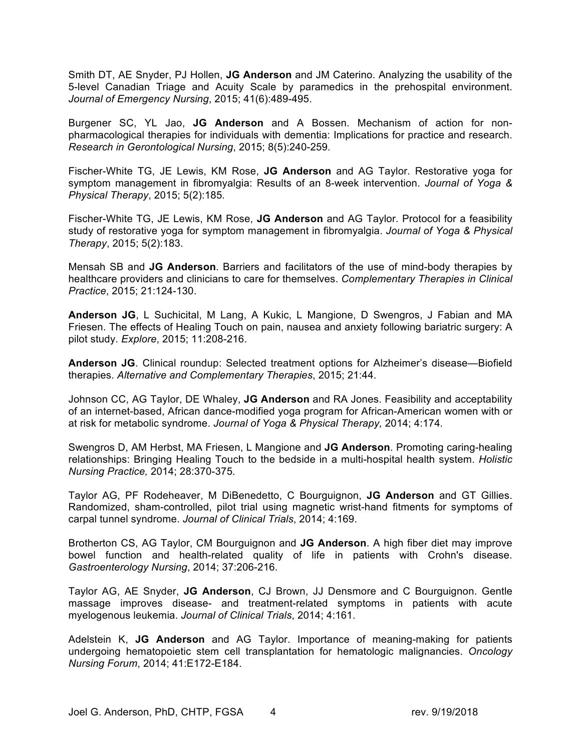Smith DT, AE Snyder, PJ Hollen, **JG Anderson** and JM Caterino. Analyzing the usability of the 5-level Canadian Triage and Acuity Scale by paramedics in the prehospital environment. *Journal of Emergency Nursing*, 2015; 41(6):489-495.

Burgener SC, YL Jao, **JG Anderson** and A Bossen. Mechanism of action for non-pharmacological therapies for individuals with dementia: Implications for practice and research. *Research in Gerontological Nursing*, 2015; 8(5):240-259.

Fischer-White TG, JE Lewis, KM Rose, **JG Anderson** and AG Taylor. Restorative yoga for symptom management in fibromyalgia: Results of an 8-week intervention. *Journal of Yoga & Physical Therapy*, 2015; 5(2):185.

Fischer-White TG, JE Lewis, KM Rose, **JG Anderson** and AG Taylor. Protocol for a feasibility study of restorative yoga for symptom management in fibromyalgia. *Journal of Yoga & Physical Therapy*, 2015; 5(2):183.

Mensah SB and **JG Anderson**. Barriers and facilitators of the use of mind-body therapies by healthcare providers and clinicians to care for themselves. *Complementary Therapies in Clinical Practice*, 2015; 21:124-130.

**Anderson JG**, L Suchicital, M Lang, A Kukic, L Mangione, D Swengros, J Fabian and MA Friesen. The effects of Healing Touch on pain, nausea and anxiety following bariatric surgery: A pilot study. *Explore*, 2015; 11:208-216.

**Anderson JG**. Clinical roundup: Selected treatment options for Alzheimer's disease—Biofield therapies. *Alternative and Complementary Therapies*, 2015; 21:44.

Johnson CC, AG Taylor, DE Whaley, **JG Anderson** and RA Jones. Feasibility and acceptability of an internet-based, African dance-modified yoga program for African-American women with or at risk for metabolic syndrome. *Journal of Yoga & Physical Therapy,* 2014; 4:174.

Swengros D, AM Herbst, MA Friesen, L Mangione and **JG Anderson**. Promoting caring-healing relationships: Bringing Healing Touch to the bedside in a multi-hospital health system. *Holistic Nursing Practice,* 2014; 28:370-375.

Taylor AG, PF Rodeheaver, M DiBenedetto, C Bourguignon, **JG Anderson** and GT Gillies. Randomized, sham-controlled, pilot trial using magnetic wrist-hand fitments for symptoms of carpal tunnel syndrome. *Journal of Clinical Trials*, 2014; 4:169.

Brotherton CS, AG Taylor, CM Bourguignon and **JG Anderson**. A high fiber diet may improve bowel function and health-related quality of life in patients with Crohn's disease. *Gastroenterology Nursing*, 2014; 37:206-216.

Taylor AG, AE Snyder, **JG Anderson**, CJ Brown, JJ Densmore and C Bourguignon. Gentle massage improves disease- and treatment-related symptoms in patients with acute myelogenous leukemia. *Journal of Clinical Trials*, 2014; 4:161.

Adelstein K, **JG Anderson** and AG Taylor. Importance of meaning-making for patients undergoing hematopoietic stem cell transplantation for hematologic malignancies. *Oncology Nursing Forum*, 2014; 41:E172-E184.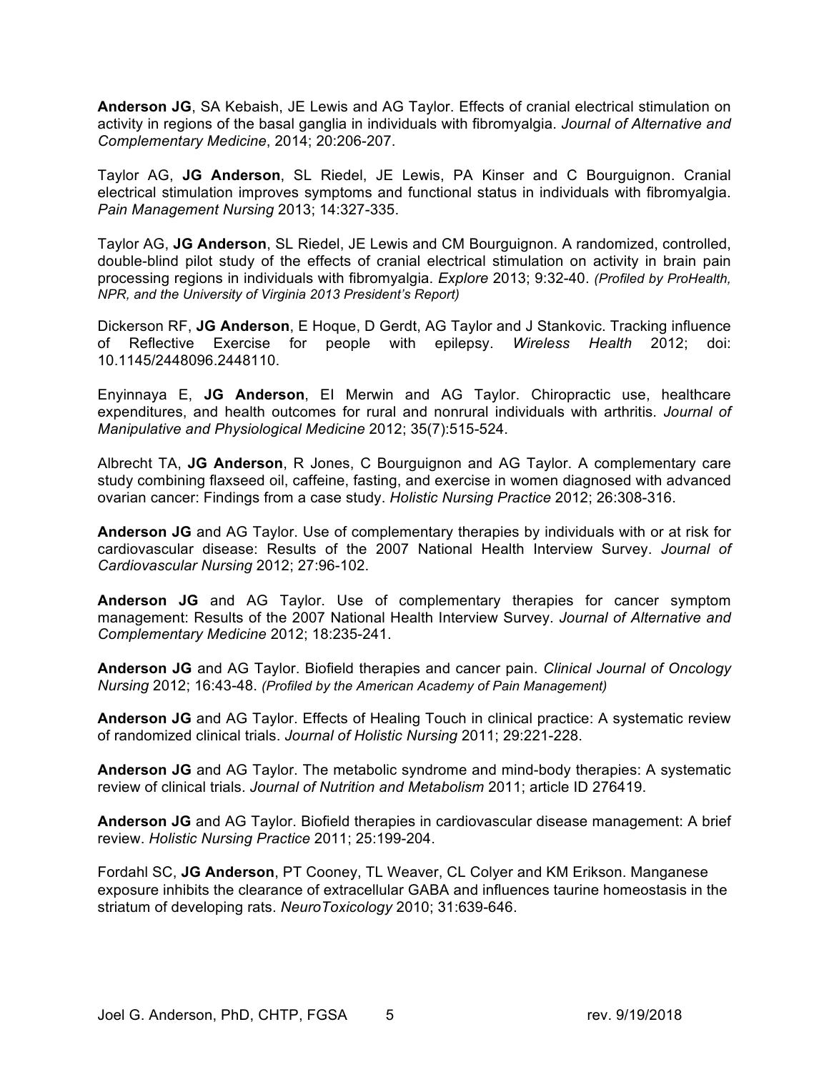**Anderson JG**, SA Kebaish, JE Lewis and AG Taylor. Effects of cranial electrical stimulation on activity in regions of the basal ganglia in individuals with fibromyalgia. *Journal of Alternative and Complementary Medicine*, 2014; 20:206-207.

Taylor AG, **JG Anderson**, SL Riedel, JE Lewis, PA Kinser and C Bourguignon. Cranial electrical stimulation improves symptoms and functional status in individuals with fibromyalgia. *Pain Management Nursing* 2013; 14:327-335.

Taylor AG, **JG Anderson**, SL Riedel, JE Lewis and CM Bourguignon. A randomized, controlled, double-blind pilot study of the effects of cranial electrical stimulation on activity in brain pain processing regions in individuals with fibromyalgia. *Explore* 2013; 9:32-40. *(Profiled by ProHealth, NPR, and the University of Virginia 2013 President's Report)*

Dickerson RF, **JG Anderson**, E Hoque, D Gerdt, AG Taylor and J Stankovic. Tracking influence of Reflective Exercise for people with epilepsy. *Wireless Health* 2012; doi: 10.1145/2448096.2448110.

Enyinnaya E, **JG Anderson**, EI Merwin and AG Taylor. Chiropractic use, healthcare expenditures, and health outcomes for rural and nonrural individuals with arthritis. *Journal of Manipulative and Physiological Medicine* 2012; 35(7):515-524.

Albrecht TA, **JG Anderson**, R Jones, C Bourguignon and AG Taylor. A complementary care study combining flaxseed oil, caffeine, fasting, and exercise in women diagnosed with advanced ovarian cancer: Findings from a case study. *Holistic Nursing Practice* 2012; 26:308-316.

**Anderson JG** and AG Taylor. Use of complementary therapies by individuals with or at risk for cardiovascular disease: Results of the 2007 National Health Interview Survey. *Journal of Cardiovascular Nursing* 2012; 27:96-102.

**Anderson JG** and AG Taylor. Use of complementary therapies for cancer symptom management: Results of the 2007 National Health Interview Survey. *Journal of Alternative and Complementary Medicine* 2012; 18:235-241.

**Anderson JG** and AG Taylor. Biofield therapies and cancer pain. *Clinical Journal of Oncology Nursing* 2012; 16:43-48. *(Profiled by the American Academy of Pain Management)*

**Anderson JG** and AG Taylor. Effects of Healing Touch in clinical practice: A systematic review of randomized clinical trials. *Journal of Holistic Nursing* 2011; 29:221-228.

**Anderson JG** and AG Taylor. The metabolic syndrome and mind-body therapies: A systematic review of clinical trials. *Journal of Nutrition and Metabolism* 2011; article ID 276419.

**Anderson JG** and AG Taylor. Biofield therapies in cardiovascular disease management: A brief review. *Holistic Nursing Practice* 2011; 25:199-204.

Fordahl SC, **JG Anderson**, PT Cooney, TL Weaver, CL Colyer and KM Erikson. Manganese exposure inhibits the clearance of extracellular GABA and influences taurine homeostasis in the striatum of developing rats. *NeuroToxicology* 2010; 31:639-646.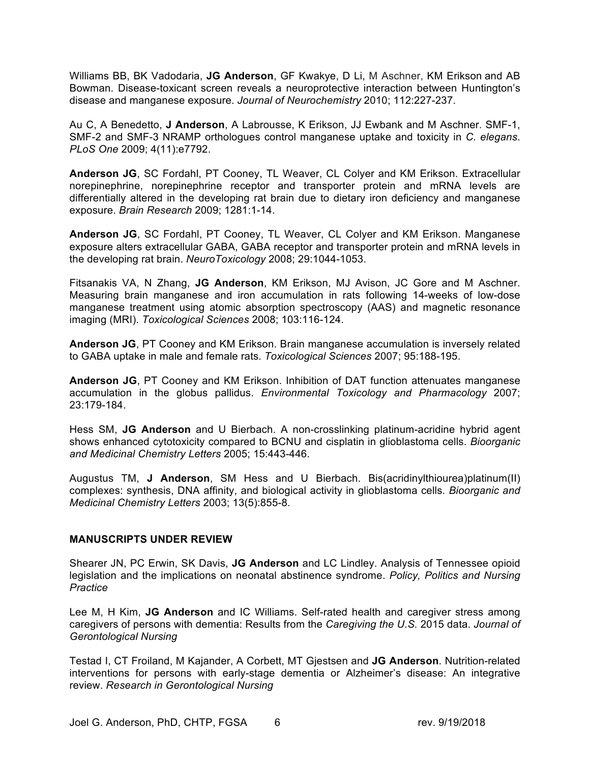Williams BB, BK Vadodaria, **JG Anderson**, GF Kwakye, D Li, M Aschner, KM Erikson and AB Bowman. Disease-toxicant screen reveals a neuroprotective interaction between Huntington's disease and manganese exposure. *Journal of Neurochemistry* 2010; 112:227-237.

Au C, A Benedetto, **J Anderson**, A Labrousse, K Erikson, JJ Ewbank and M Aschner. SMF-1, SMF-2 and SMF-3 NRAMP orthologues control manganese uptake and toxicity in *C. elegans*. *PLoS One* 2009; 4(11):e7792.

**Anderson JG**, SC Fordahl, PT Cooney, TL Weaver, CL Colyer and KM Erikson. Extracellular norepinephrine, norepinephrine receptor and transporter protein and mRNA levels are differentially altered in the developing rat brain due to dietary iron deficiency and manganese exposure. *Brain Research* 2009; 1281:1-14.

**Anderson JG**, SC Fordahl, PT Cooney, TL Weaver, CL Colyer and KM Erikson. Manganese exposure alters extracellular GABA, GABA receptor and transporter protein and mRNA levels in the developing rat brain. *NeuroToxicology* 2008; 29:1044-1053.

Fitsanakis VA, N Zhang, **JG Anderson**, KM Erikson, MJ Avison, JC Gore and M Aschner. Measuring brain manganese and iron accumulation in rats following 14-weeks of low-dose manganese treatment using atomic absorption spectroscopy (AAS) and magnetic resonance imaging (MRI). *Toxicological Sciences* 2008; 103:116-124.

**Anderson JG**, PT Cooney and KM Erikson. Brain manganese accumulation is inversely related to GABA uptake in male and female rats. *Toxicological Sciences* 2007; 95:188-195.

**Anderson JG**, PT Cooney and KM Erikson. Inhibition of DAT function attenuates manganese accumulation in the globus pallidus. *Environmental Toxicology and Pharmacology* 2007; 23:179-184.

Hess SM, **JG Anderson** and U Bierbach. A non-crosslinking platinum-acridine hybrid agent shows enhanced cytotoxicity compared to BCNU and cisplatin in glioblastoma cells. *Bioorganic and Medicinal Chemistry Letters* 2005; 15:443-446.

Augustus TM, **J Anderson**, SM Hess and U Bierbach. Bis(acridinylthiourea)platinum(II) complexes: synthesis, DNA affinity, and biological activity in glioblastoma cells. *Bioorganic and Medicinal Chemistry Letters* 2003; 13(5):855-8.

### MANUSCRIPTS UNDER REVIEW

Shearer JN, PC Erwin, SK Davis, **JG Anderson** and LC Lindley. Analysis of Tennessee opioid legislation and the implications on neonatal abstinence syndrome. *Policy, Politics and Nursing Practice*

Lee M, H Kim, **JG Anderson** and IC Williams. Self-rated health and caregiver stress among caregivers of persons with dementia: Results from the *Caregiving the U.S.* 2015 data. *Journal of Gerontological Nursing*

Testad I, CT Froiland, M Kajander, A Corbett, MT Gjestsen and **JG Anderson**. Nutrition-related interventions for persons with early-stage dementia or Alzheimer's disease: An integrative review. *Research in Gerontological Nursing*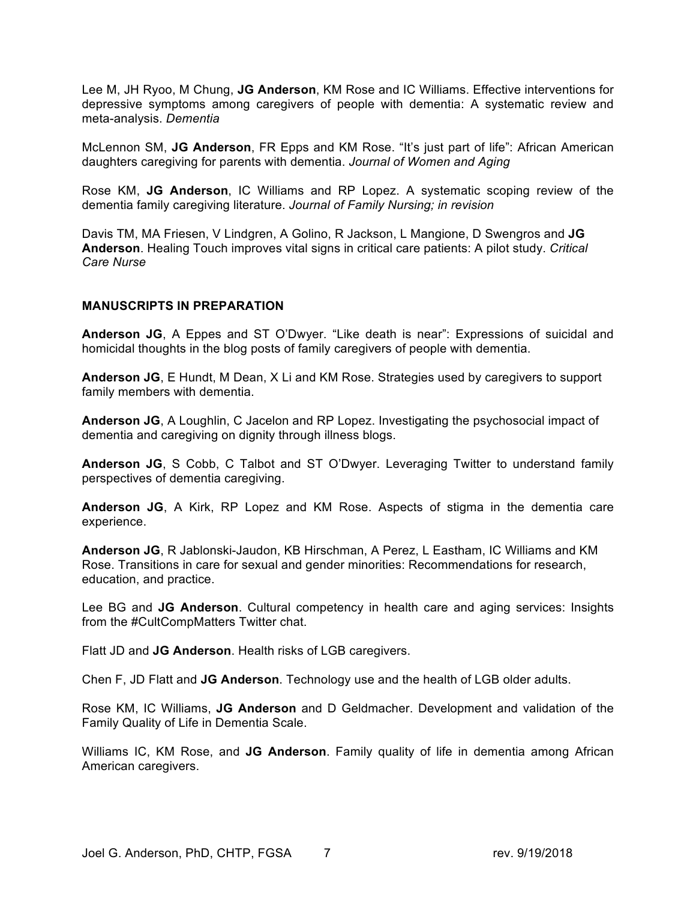Lee M, JH Ryoo, M Chung, **JG Anderson**, KM Rose and IC Williams. Effective interventions for depressive symptoms among caregivers of people with dementia: A systematic review and meta-analysis. *Dementia*

McLennon SM, **JG Anderson**, FR Epps and KM Rose. "It's just part of life": African American daughters caregiving for parents with dementia. *Journal of Women and Aging*

Rose KM, **JG Anderson**, IC Williams and RP Lopez. A systematic scoping review of the dementia family caregiving literature. *Journal of Family Nursing; in revision*

Davis TM, MA Friesen, V Lindgren, A Golino, R Jackson, L Mangione, D Swengros and **JG Anderson**. Healing Touch improves vital signs in critical care patients: A pilot study. *Critical Care Nurse*

**MANUSCRIPTS IN PREPARATION**

**Anderson JG**, A Eppes and ST O'Dwyer. "Like death is near": Expressions of suicidal and homicidal thoughts in the blog posts of family caregivers of people with dementia.

**Anderson JG**, E Hundt, M Dean, X Li and KM Rose. Strategies used by caregivers to support family members with dementia.

**Anderson JG**, A Loughlin, C Jacelon and RP Lopez. Investigating the psychosocial impact of dementia and caregiving on dignity through illness blogs.

**Anderson JG**, S Cobb, C Talbot and ST O'Dwyer. Leveraging Twitter to understand family perspectives of dementia caregiving.

**Anderson JG**, A Kirk, RP Lopez and KM Rose. Aspects of stigma in the dementia care experience.

**Anderson JG**, R Jablonski-Jaudon, KB Hirschman, A Perez, L Eastham, IC Williams and KM Rose. Transitions in care for sexual and gender minorities: Recommendations for research, education, and practice.

Lee BG and **JG Anderson**. Cultural competency in health care and aging services: Insights from the #CultCompMatters Twitter chat.

Flatt JD and **JG Anderson**. Health risks of LGB caregivers.

Chen F, JD Flatt and **JG Anderson**. Technology use and the health of LGB older adults.

Rose KM, IC Williams, **JG Anderson** and D Geldmacher. Development and validation of the Family Quality of Life in Dementia Scale.

Williams IC, KM Rose, and **JG Anderson**. Family quality of life in dementia among African American caregivers.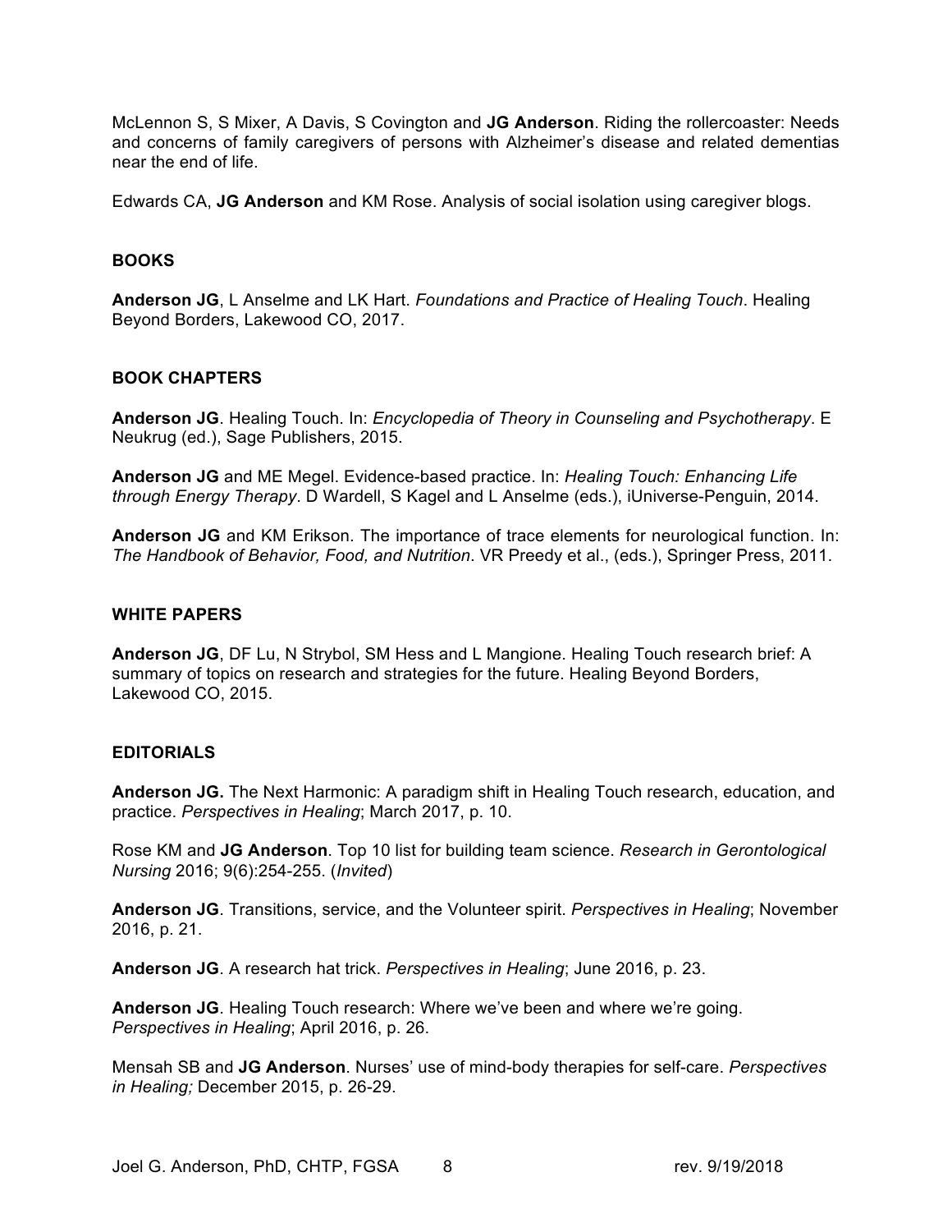McLennon S, S Mixer, A Davis, S Covington and **JG Anderson**. Riding the rollercoaster: Needs and concerns of family caregivers of persons with Alzheimer's disease and related dementias near the end of life.

Edwards CA, **JG Anderson** and KM Rose. Analysis of social isolation using caregiver blogs.

## BOOKS

**Anderson JG**, L Anselme and LK Hart. *Foundations and Practice of Healing Touch*. Healing Beyond Borders, Lakewood CO, 2017.

## BOOK CHAPTERS

**Anderson JG**. Healing Touch. In: *Encyclopedia of Theory in Counseling and Psychotherapy*. E Neukrug (ed.), Sage Publishers, 2015.

**Anderson JG** and ME Megel. Evidence-based practice. In: *Healing Touch: Enhancing Life through Energy Therapy*. D Wardell, S Kagel and L Anselme (eds.), iUniverse-Penguin, 2014.

**Anderson JG** and KM Erikson. The importance of trace elements for neurological function. In: *The Handbook of Behavior, Food, and Nutrition*. VR Preedy et al., (eds.), Springer Press, 2011.

## WHITE PAPERS

**Anderson JG**, DF Lu, N Strybol, SM Hess and L Mangione. Healing Touch research brief: A summary of topics on research and strategies for the future. Healing Beyond Borders, Lakewood CO, 2015.

## EDITORIALS

**Anderson JG.** The Next Harmonic: A paradigm shift in Healing Touch research, education, and practice. *Perspectives in Healing*; March 2017, p. 10.

Rose KM and **JG Anderson**. Top 10 list for building team science. *Research in Gerontological Nursing* 2016; 9(6):254-255. (*Invited*)

**Anderson JG**. Transitions, service, and the Volunteer spirit. *Perspectives in Healing*; November 2016, p. 21.

**Anderson JG**. A research hat trick. *Perspectives in Healing*; June 2016, p. 23.

**Anderson JG**. Healing Touch research: Where we've been and where we're going. *Perspectives in Healing*; April 2016, p. 26.

Mensah SB and **JG Anderson**. Nurses' use of mind-body therapies for self-care. *Perspectives in Healing;* December 2015, p. 26-29.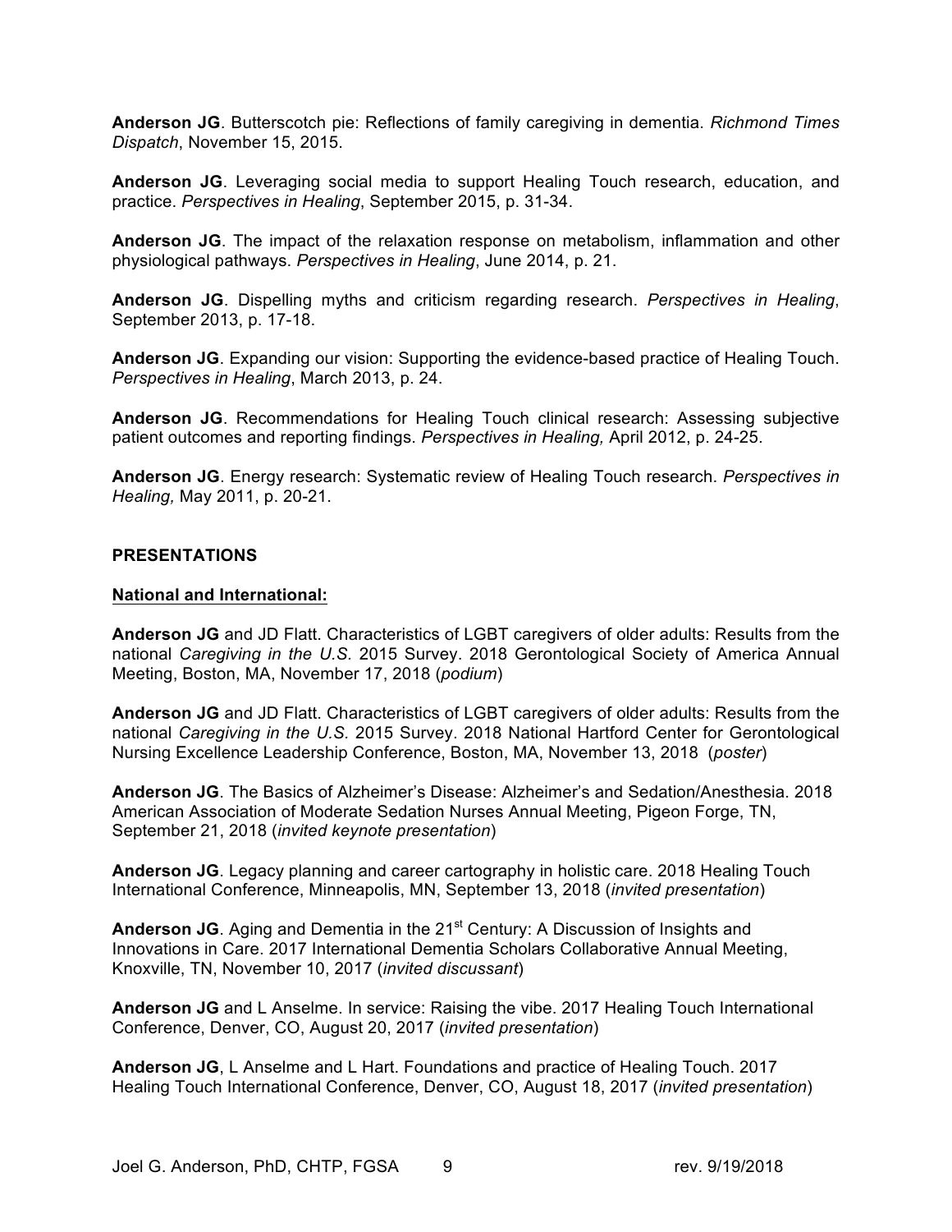**Anderson JG**. Butterscotch pie: Reflections of family caregiving in dementia. *Richmond Times Dispatch*, November 15, 2015.

**Anderson JG**. Leveraging social media to support Healing Touch research, education, and practice. *Perspectives in Healing*, September 2015, p. 31-34.

**Anderson JG**. The impact of the relaxation response on metabolism, inflammation and other physiological pathways. *Perspectives in Healing*, June 2014, p. 21.

**Anderson JG**. Dispelling myths and criticism regarding research. *Perspectives in Healing*, September 2013, p. 17-18.

**Anderson JG**. Expanding our vision: Supporting the evidence-based practice of Healing Touch. *Perspectives in Healing*, March 2013, p. 24.

**Anderson JG**. Recommendations for Healing Touch clinical research: Assessing subjective patient outcomes and reporting findings. *Perspectives in Healing,* April 2012, p. 24-25.

**Anderson JG**. Energy research: Systematic review of Healing Touch research. *Perspectives in Healing,* May 2011, p. 20-21.

## PRESENTATIONS

### National and International:

**Anderson JG** and JD Flatt. Characteristics of LGBT caregivers of older adults: Results from the national *Caregiving in the U.S*. 2015 Survey. 2018 Gerontological Society of America Annual Meeting, Boston, MA, November 17, 2018 (*podium*)

**Anderson JG** and JD Flatt. Characteristics of LGBT caregivers of older adults: Results from the national *Caregiving in the U.S.* 2015 Survey. 2018 National Hartford Center for Gerontological Nursing Excellence Leadership Conference, Boston, MA, November 13, 2018 (*poster*)

**Anderson JG**. The Basics of Alzheimer's Disease: Alzheimer's and Sedation/Anesthesia. 2018 American Association of Moderate Sedation Nurses Annual Meeting, Pigeon Forge, TN, September 21, 2018 (*invited keynote presentation*)

**Anderson JG**. Legacy planning and career cartography in holistic care. 2018 Healing Touch International Conference, Minneapolis, MN, September 13, 2018 (*invited presentation*)

**Anderson JG**. Aging and Dementia in the 21st Century: A Discussion of Insights and Innovations in Care. 2017 International Dementia Scholars Collaborative Annual Meeting, Knoxville, TN, November 10, 2017 (*invited discussant*)

**Anderson JG** and L Anselme. In service: Raising the vibe. 2017 Healing Touch International Conference, Denver, CO, August 20, 2017 (*invited presentation*)

**Anderson JG**, L Anselme and L Hart. Foundations and practice of Healing Touch. 2017 Healing Touch International Conference, Denver, CO, August 18, 2017 (*invited presentation*)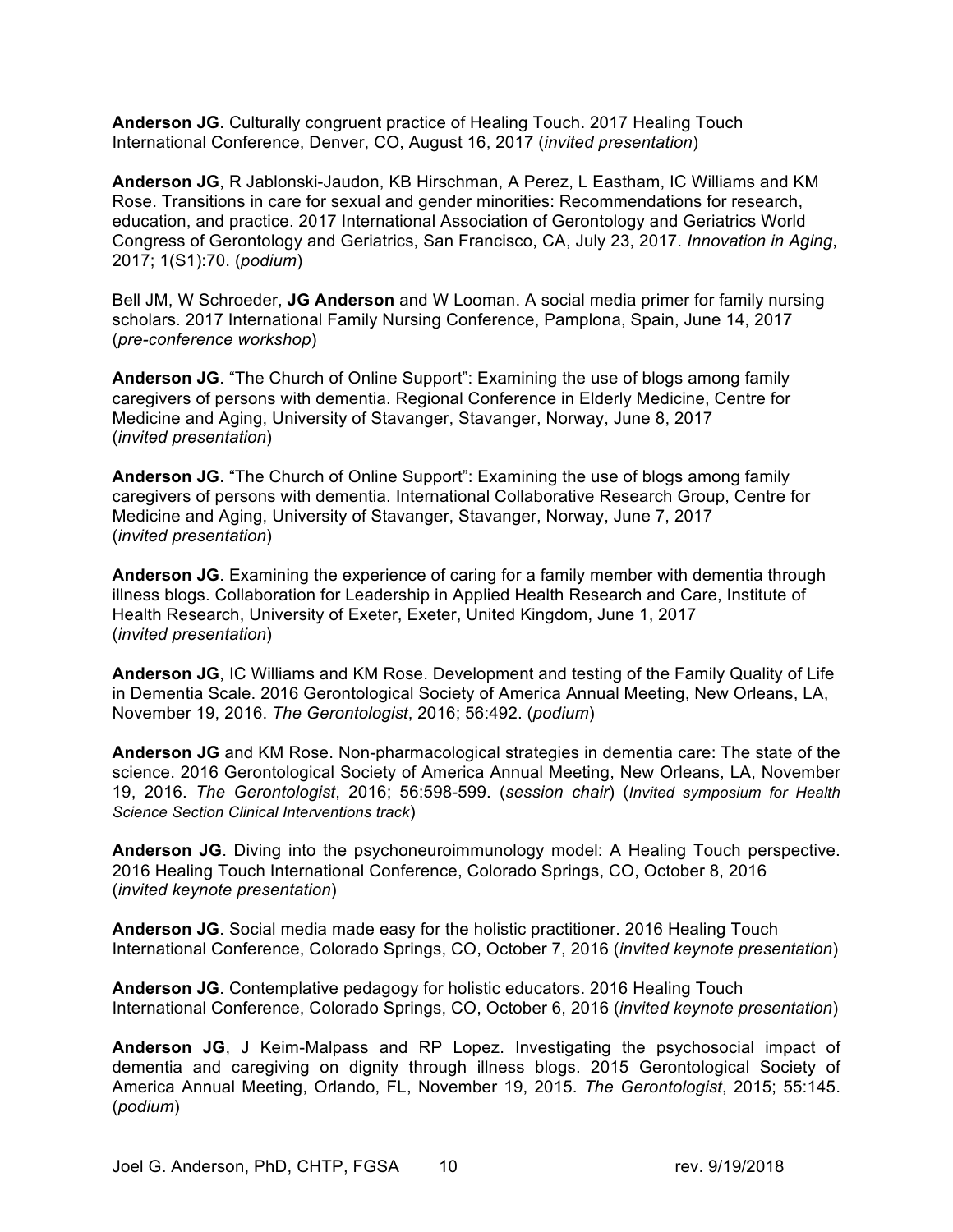**Anderson JG**. Culturally congruent practice of Healing Touch. 2017 Healing Touch International Conference, Denver, CO, August 16, 2017 (*invited presentation*)

**Anderson JG**, R Jablonski-Jaudon, KB Hirschman, A Perez, L Eastham, IC Williams and KM Rose. Transitions in care for sexual and gender minorities: Recommendations for research, education, and practice. 2017 International Association of Gerontology and Geriatrics World Congress of Gerontology and Geriatrics, San Francisco, CA, July 23, 2017. *Innovation in Aging*, 2017; 1(S1):70. (*podium*)

Bell JM, W Schroeder, **JG Anderson** and W Looman. A social media primer for family nursing scholars. 2017 International Family Nursing Conference, Pamplona, Spain, June 14, 2017 (*pre-conference workshop*)

**Anderson JG**. "The Church of Online Support": Examining the use of blogs among family caregivers of persons with dementia. Regional Conference in Elderly Medicine, Centre for Medicine and Aging, University of Stavanger, Stavanger, Norway, June 8, 2017 (*invited presentation*)

**Anderson JG**. "The Church of Online Support": Examining the use of blogs among family caregivers of persons with dementia. International Collaborative Research Group, Centre for Medicine and Aging, University of Stavanger, Stavanger, Norway, June 7, 2017 (*invited presentation*)

**Anderson JG**. Examining the experience of caring for a family member with dementia through illness blogs. Collaboration for Leadership in Applied Health Research and Care, Institute of Health Research, University of Exeter, Exeter, United Kingdom, June 1, 2017 (*invited presentation*)

**Anderson JG**, IC Williams and KM Rose. Development and testing of the Family Quality of Life in Dementia Scale. 2016 Gerontological Society of America Annual Meeting, New Orleans, LA, November 19, 2016. *The Gerontologist*, 2016; 56:492. (*podium*)

**Anderson JG** and KM Rose. Non-pharmacological strategies in dementia care: The state of the science. 2016 Gerontological Society of America Annual Meeting, New Orleans, LA, November 19, 2016. *The Gerontologist*, 2016; 56:598-599. (*session chair*) (*Invited symposium for Health Science Section Clinical Interventions track*)

**Anderson JG**. Diving into the psychoneuroimmunology model: A Healing Touch perspective. 2016 Healing Touch International Conference, Colorado Springs, CO, October 8, 2016 (*invited keynote presentation*)

**Anderson JG**. Social media made easy for the holistic practitioner. 2016 Healing Touch International Conference, Colorado Springs, CO, October 7, 2016 (*invited keynote presentation*)

**Anderson JG**. Contemplative pedagogy for holistic educators. 2016 Healing Touch International Conference, Colorado Springs, CO, October 6, 2016 (*invited keynote presentation*)

**Anderson JG**, J Keim-Malpass and RP Lopez. Investigating the psychosocial impact of dementia and caregiving on dignity through illness blogs. 2015 Gerontological Society of America Annual Meeting, Orlando, FL, November 19, 2015. *The Gerontologist*, 2015; 55:145. (*podium*)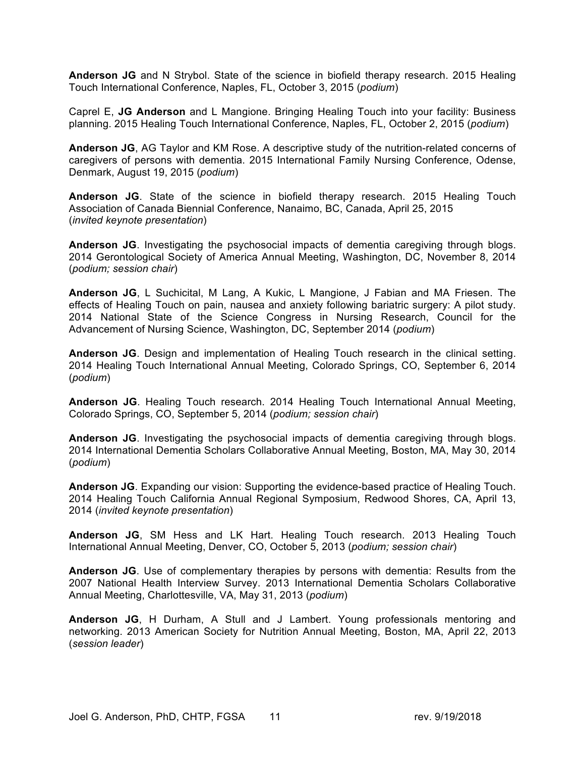**Anderson JG** and N Strybol. State of the science in biofield therapy research. 2015 Healing Touch International Conference, Naples, FL, October 3, 2015 (*podium*)

Caprel E, **JG Anderson** and L Mangione. Bringing Healing Touch into your facility: Business planning. 2015 Healing Touch International Conference, Naples, FL, October 2, 2015 (*podium*)

**Anderson JG**, AG Taylor and KM Rose. A descriptive study of the nutrition-related concerns of caregivers of persons with dementia. 2015 International Family Nursing Conference, Odense, Denmark, August 19, 2015 (*podium*)

**Anderson JG**. State of the science in biofield therapy research. 2015 Healing Touch Association of Canada Biennial Conference, Nanaimo, BC, Canada, April 25, 2015 (*invited keynote presentation*)

**Anderson JG**. Investigating the psychosocial impacts of dementia caregiving through blogs. 2014 Gerontological Society of America Annual Meeting, Washington, DC, November 8, 2014 (*podium; session chair*)

**Anderson JG**, L Suchicital, M Lang, A Kukic, L Mangione, J Fabian and MA Friesen. The effects of Healing Touch on pain, nausea and anxiety following bariatric surgery: A pilot study. 2014 National State of the Science Congress in Nursing Research, Council for the Advancement of Nursing Science, Washington, DC, September 2014 (*podium*)

**Anderson JG**. Design and implementation of Healing Touch research in the clinical setting. 2014 Healing Touch International Annual Meeting, Colorado Springs, CO, September 6, 2014 (*podium*)

**Anderson JG**. Healing Touch research. 2014 Healing Touch International Annual Meeting, Colorado Springs, CO, September 5, 2014 (*podium; session chair*)

**Anderson JG**. Investigating the psychosocial impacts of dementia caregiving through blogs. 2014 International Dementia Scholars Collaborative Annual Meeting, Boston, MA, May 30, 2014 (*podium*)

**Anderson JG**. Expanding our vision: Supporting the evidence-based practice of Healing Touch. 2014 Healing Touch California Annual Regional Symposium, Redwood Shores, CA, April 13, 2014 (*invited keynote presentation*)

**Anderson JG**, SM Hess and LK Hart. Healing Touch research. 2013 Healing Touch International Annual Meeting, Denver, CO, October 5, 2013 (*podium; session chair*)

**Anderson JG**. Use of complementary therapies by persons with dementia: Results from the 2007 National Health Interview Survey. 2013 International Dementia Scholars Collaborative Annual Meeting, Charlottesville, VA, May 31, 2013 (*podium*)

**Anderson JG**, H Durham, A Stull and J Lambert. Young professionals mentoring and networking. 2013 American Society for Nutrition Annual Meeting, Boston, MA, April 22, 2013 (*session leader*)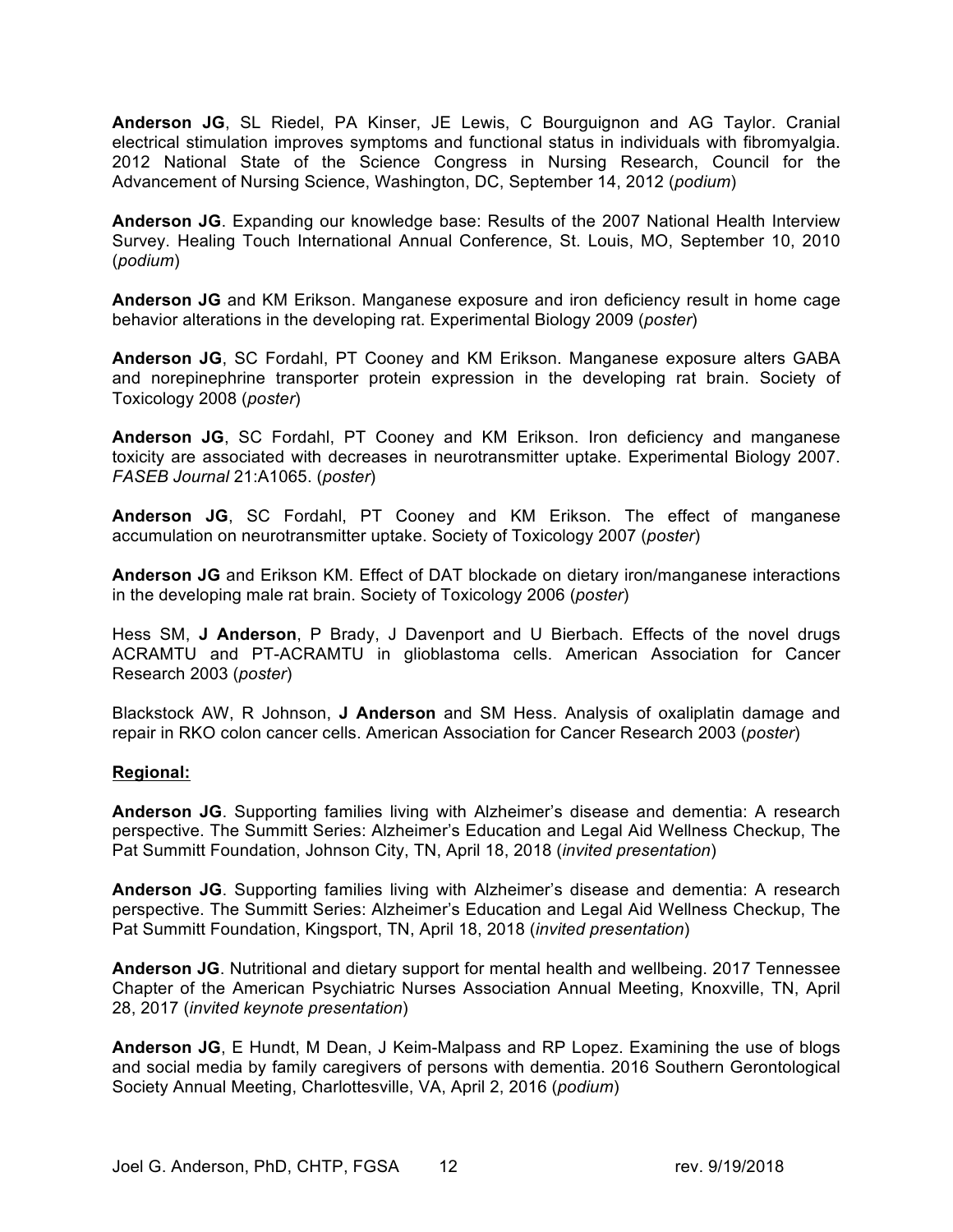**Anderson JG**, SL Riedel, PA Kinser, JE Lewis, C Bourguignon and AG Taylor. Cranial electrical stimulation improves symptoms and functional status in individuals with fibromyalgia. 2012 National State of the Science Congress in Nursing Research, Council for the Advancement of Nursing Science, Washington, DC, September 14, 2012 (*podium*)

**Anderson JG**. Expanding our knowledge base: Results of the 2007 National Health Interview Survey. Healing Touch International Annual Conference, St. Louis, MO, September 10, 2010 (*podium*)

**Anderson JG** and KM Erikson. Manganese exposure and iron deficiency result in home cage behavior alterations in the developing rat. Experimental Biology 2009 (*poster*)

**Anderson JG**, SC Fordahl, PT Cooney and KM Erikson. Manganese exposure alters GABA and norepinephrine transporter protein expression in the developing rat brain. Society of Toxicology 2008 (*poster*)

**Anderson JG**, SC Fordahl, PT Cooney and KM Erikson. Iron deficiency and manganese toxicity are associated with decreases in neurotransmitter uptake. Experimental Biology 2007. *FASEB Journal* 21:A1065. (*poster*)

**Anderson JG**, SC Fordahl, PT Cooney and KM Erikson. The effect of manganese accumulation on neurotransmitter uptake. Society of Toxicology 2007 (*poster*)

**Anderson JG** and Erikson KM. Effect of DAT blockade on dietary iron/manganese interactions in the developing male rat brain. Society of Toxicology 2006 (*poster*)

Hess SM, **J Anderson**, P Brady, J Davenport and U Bierbach. Effects of the novel drugs ACRAMTU and PT-ACRAMTU in glioblastoma cells. American Association for Cancer Research 2003 (*poster*)

Blackstock AW, R Johnson, **J Anderson** and SM Hess. Analysis of oxaliplatin damage and repair in RKO colon cancer cells. American Association for Cancer Research 2003 (*poster*)

**Regional:**

**Anderson JG**. Supporting families living with Alzheimer's disease and dementia: A research perspective. The Summitt Series: Alzheimer's Education and Legal Aid Wellness Checkup, The Pat Summitt Foundation, Johnson City, TN, April 18, 2018 (*invited presentation*)

**Anderson JG**. Supporting families living with Alzheimer's disease and dementia: A research perspective. The Summitt Series: Alzheimer's Education and Legal Aid Wellness Checkup, The Pat Summitt Foundation, Kingsport, TN, April 18, 2018 (*invited presentation*)

**Anderson JG**. Nutritional and dietary support for mental health and wellbeing. 2017 Tennessee Chapter of the American Psychiatric Nurses Association Annual Meeting, Knoxville, TN, April 28, 2017 (*invited keynote presentation*)

**Anderson JG**, E Hundt, M Dean, J Keim-Malpass and RP Lopez. Examining the use of blogs and social media by family caregivers of persons with dementia. 2016 Southern Gerontological Society Annual Meeting, Charlottesville, VA, April 2, 2016 (*podium*)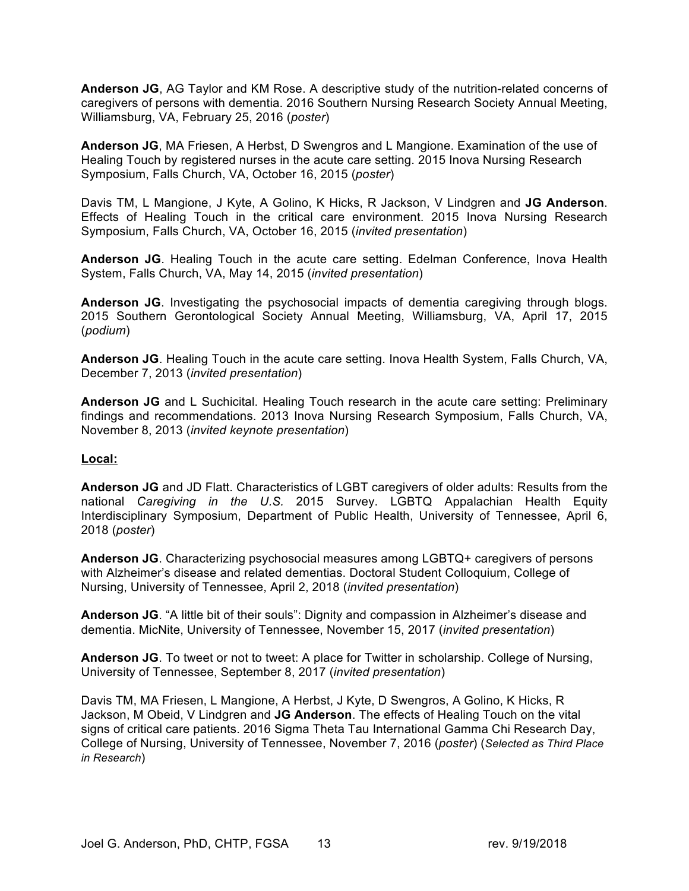**Anderson JG**, AG Taylor and KM Rose. A descriptive study of the nutrition-related concerns of caregivers of persons with dementia. 2016 Southern Nursing Research Society Annual Meeting, Williamsburg, VA, February 25, 2016 (*poster*)

**Anderson JG**, MA Friesen, A Herbst, D Swengros and L Mangione. Examination of the use of Healing Touch by registered nurses in the acute care setting. 2015 Inova Nursing Research Symposium, Falls Church, VA, October 16, 2015 (*poster*)

Davis TM, L Mangione, J Kyte, A Golino, K Hicks, R Jackson, V Lindgren and **JG Anderson**. Effects of Healing Touch in the critical care environment. 2015 Inova Nursing Research Symposium, Falls Church, VA, October 16, 2015 (*invited presentation*)

**Anderson JG**. Healing Touch in the acute care setting. Edelman Conference, Inova Health System, Falls Church, VA, May 14, 2015 (*invited presentation*)

**Anderson JG**. Investigating the psychosocial impacts of dementia caregiving through blogs. 2015 Southern Gerontological Society Annual Meeting, Williamsburg, VA, April 17, 2015 (*podium*)

**Anderson JG**. Healing Touch in the acute care setting. Inova Health System, Falls Church, VA, December 7, 2013 (*invited presentation*)

**Anderson JG** and L Suchicital. Healing Touch research in the acute care setting: Preliminary findings and recommendations. 2013 Inova Nursing Research Symposium, Falls Church, VA, November 8, 2013 (*invited keynote presentation*)

**Local:**

**Anderson JG** and JD Flatt. Characteristics of LGBT caregivers of older adults: Results from the national *Caregiving in the U.S.* 2015 Survey. LGBTQ Appalachian Health Equity Interdisciplinary Symposium, Department of Public Health, University of Tennessee, April 6, 2018 (*poster*)

**Anderson JG**. Characterizing psychosocial measures among LGBTQ+ caregivers of persons with Alzheimer's disease and related dementias. Doctoral Student Colloquium, College of Nursing, University of Tennessee, April 2, 2018 (*invited presentation*)

**Anderson JG**. "A little bit of their souls": Dignity and compassion in Alzheimer's disease and dementia. MicNite, University of Tennessee, November 15, 2017 (*invited presentation*)

**Anderson JG**. To tweet or not to tweet: A place for Twitter in scholarship. College of Nursing, University of Tennessee, September 8, 2017 (*invited presentation*)

Davis TM, MA Friesen, L Mangione, A Herbst, J Kyte, D Swengros, A Golino, K Hicks, R Jackson, M Obeid, V Lindgren and **JG Anderson**. The effects of Healing Touch on the vital signs of critical care patients. 2016 Sigma Theta Tau International Gamma Chi Research Day, College of Nursing, University of Tennessee, November 7, 2016 (*poster*) (*Selected as Third Place in Research*)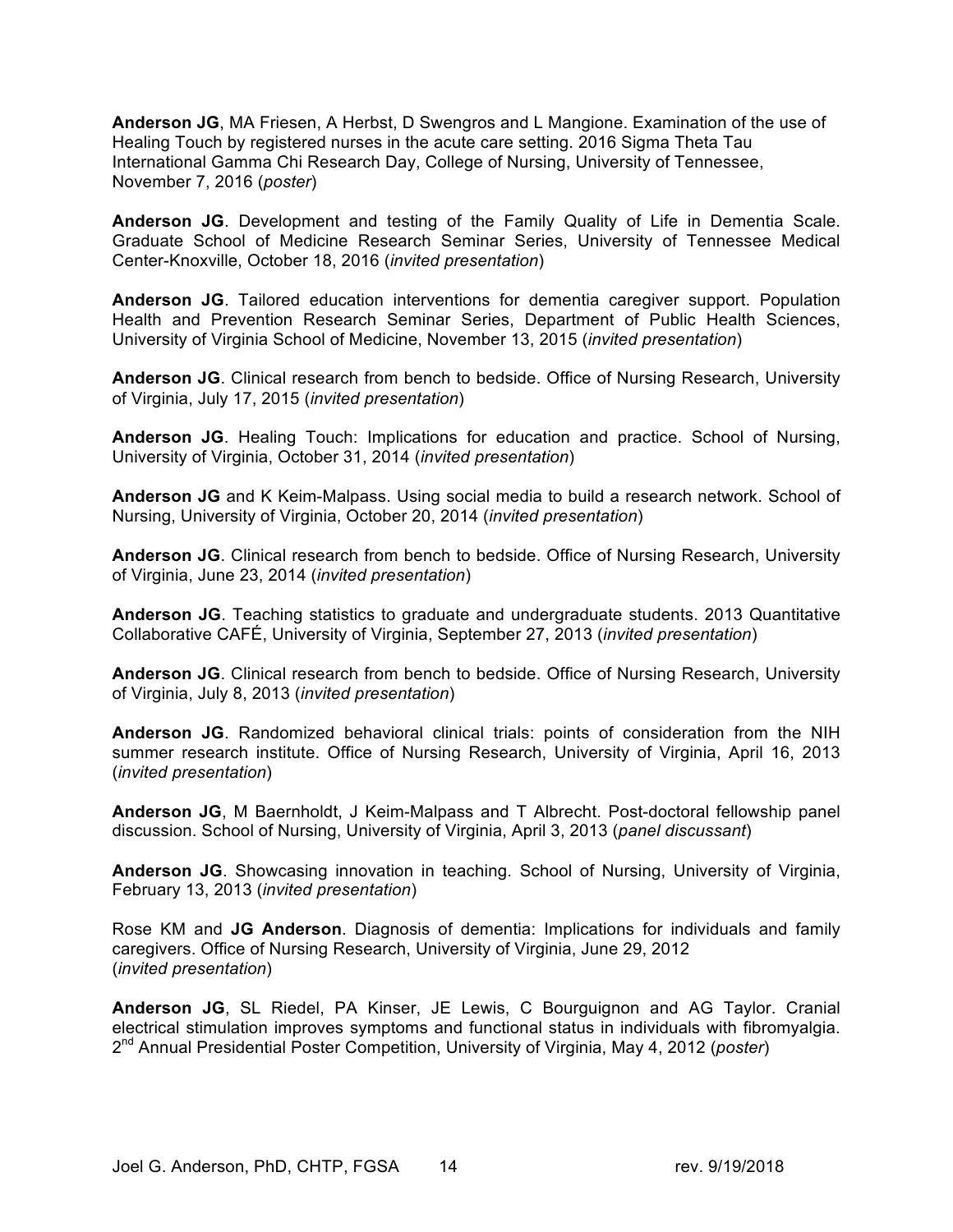**Anderson JG**, MA Friesen, A Herbst, D Swengros and L Mangione. Examination of the use of Healing Touch by registered nurses in the acute care setting. 2016 Sigma Theta Tau International Gamma Chi Research Day, College of Nursing, University of Tennessee, November 7, 2016 (*poster*)

**Anderson JG**. Development and testing of the Family Quality of Life in Dementia Scale. Graduate School of Medicine Research Seminar Series, University of Tennessee Medical Center-Knoxville, October 18, 2016 (*invited presentation*)

**Anderson JG**. Tailored education interventions for dementia caregiver support. Population Health and Prevention Research Seminar Series, Department of Public Health Sciences, University of Virginia School of Medicine, November 13, 2015 (*invited presentation*)

**Anderson JG**. Clinical research from bench to bedside. Office of Nursing Research, University of Virginia, July 17, 2015 (*invited presentation*)

**Anderson JG**. Healing Touch: Implications for education and practice. School of Nursing, University of Virginia, October 31, 2014 (*invited presentation*)

**Anderson JG** and K Keim-Malpass. Using social media to build a research network. School of Nursing, University of Virginia, October 20, 2014 (*invited presentation*)

**Anderson JG**. Clinical research from bench to bedside. Office of Nursing Research, University of Virginia, June 23, 2014 (*invited presentation*)

**Anderson JG**. Teaching statistics to graduate and undergraduate students. 2013 Quantitative Collaborative CAFÉ, University of Virginia, September 27, 2013 (*invited presentation*)

**Anderson JG**. Clinical research from bench to bedside. Office of Nursing Research, University of Virginia, July 8, 2013 (*invited presentation*)

**Anderson JG**. Randomized behavioral clinical trials: points of consideration from the NIH summer research institute. Office of Nursing Research, University of Virginia, April 16, 2013 (*invited presentation*)

**Anderson JG**, M Baernholdt, J Keim-Malpass and T Albrecht. Post-doctoral fellowship panel discussion. School of Nursing, University of Virginia, April 3, 2013 (*panel discussant*)

**Anderson JG**. Showcasing innovation in teaching. School of Nursing, University of Virginia, February 13, 2013 (*invited presentation*)

Rose KM and **JG Anderson**. Diagnosis of dementia: Implications for individuals and family caregivers. Office of Nursing Research, University of Virginia, June 29, 2012 (*invited presentation*)

**Anderson JG**, SL Riedel, PA Kinser, JE Lewis, C Bourguignon and AG Taylor. Cranial electrical stimulation improves symptoms and functional status in individuals with fibromyalgia. 2nd Annual Presidential Poster Competition, University of Virginia, May 4, 2012 (*poster*)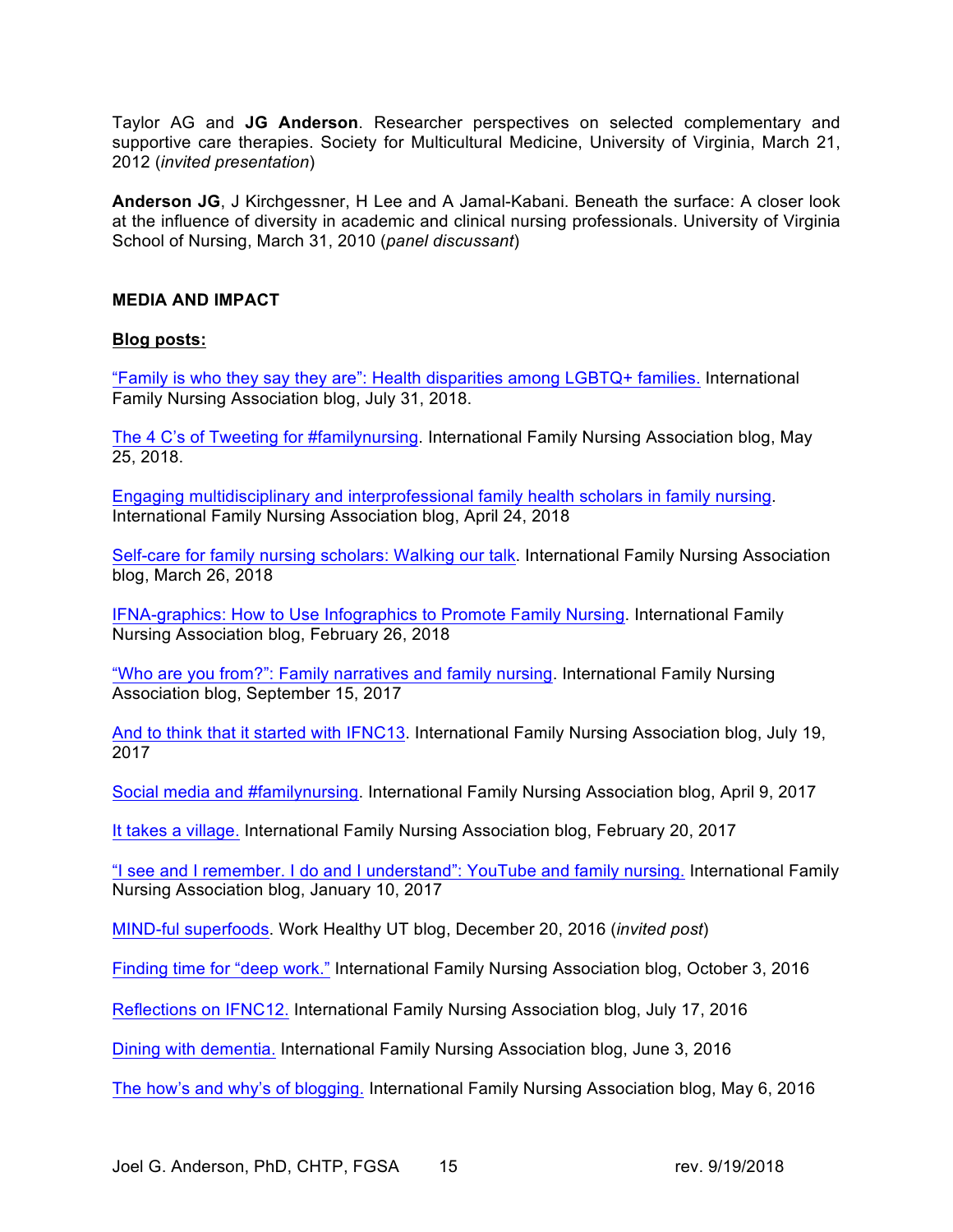Taylor AG and **JG Anderson**. Researcher perspectives on selected complementary and supportive care therapies. Society for Multicultural Medicine, University of Virginia, March 21, 2012 (*invited presentation*)

**Anderson JG**, J Kirchgessner, H Lee and A Jamal-Kabani. Beneath the surface: A closer look at the influence of diversity in academic and clinical nursing professionals. University of Virginia School of Nursing, March 31, 2010 (*panel discussant*)

**MEDIA AND IMPACT**

**Blog posts:**

"Family is who they say they are": Health disparities among LGBTQ+ families. International Family Nursing Association blog, July 31, 2018.

The 4 C's of Tweeting for #familynursing. International Family Nursing Association blog, May 25, 2018.

Engaging multidisciplinary and interprofessional family health scholars in family nursing. International Family Nursing Association blog, April 24, 2018

Self-care for family nursing scholars: Walking our talk. International Family Nursing Association blog, March 26, 2018

IFNA-graphics: How to Use Infographics to Promote Family Nursing. International Family Nursing Association blog, February 26, 2018

"Who are you from?": Family narratives and family nursing. International Family Nursing Association blog, September 15, 2017

And to think that it started with IFNC13. International Family Nursing Association blog, July 19, 2017

Social media and #familynursing. International Family Nursing Association blog, April 9, 2017

It takes a village. International Family Nursing Association blog, February 20, 2017

"I see and I remember. I do and I understand": YouTube and family nursing. International Family Nursing Association blog, January 10, 2017

MIND-ful superfoods. Work Healthy UT blog, December 20, 2016 (*invited post*)

Finding time for "deep work." International Family Nursing Association blog, October 3, 2016

Reflections on IFNC12. International Family Nursing Association blog, July 17, 2016

Dining with dementia. International Family Nursing Association blog, June 3, 2016

The how's and why's of blogging. International Family Nursing Association blog, May 6, 2016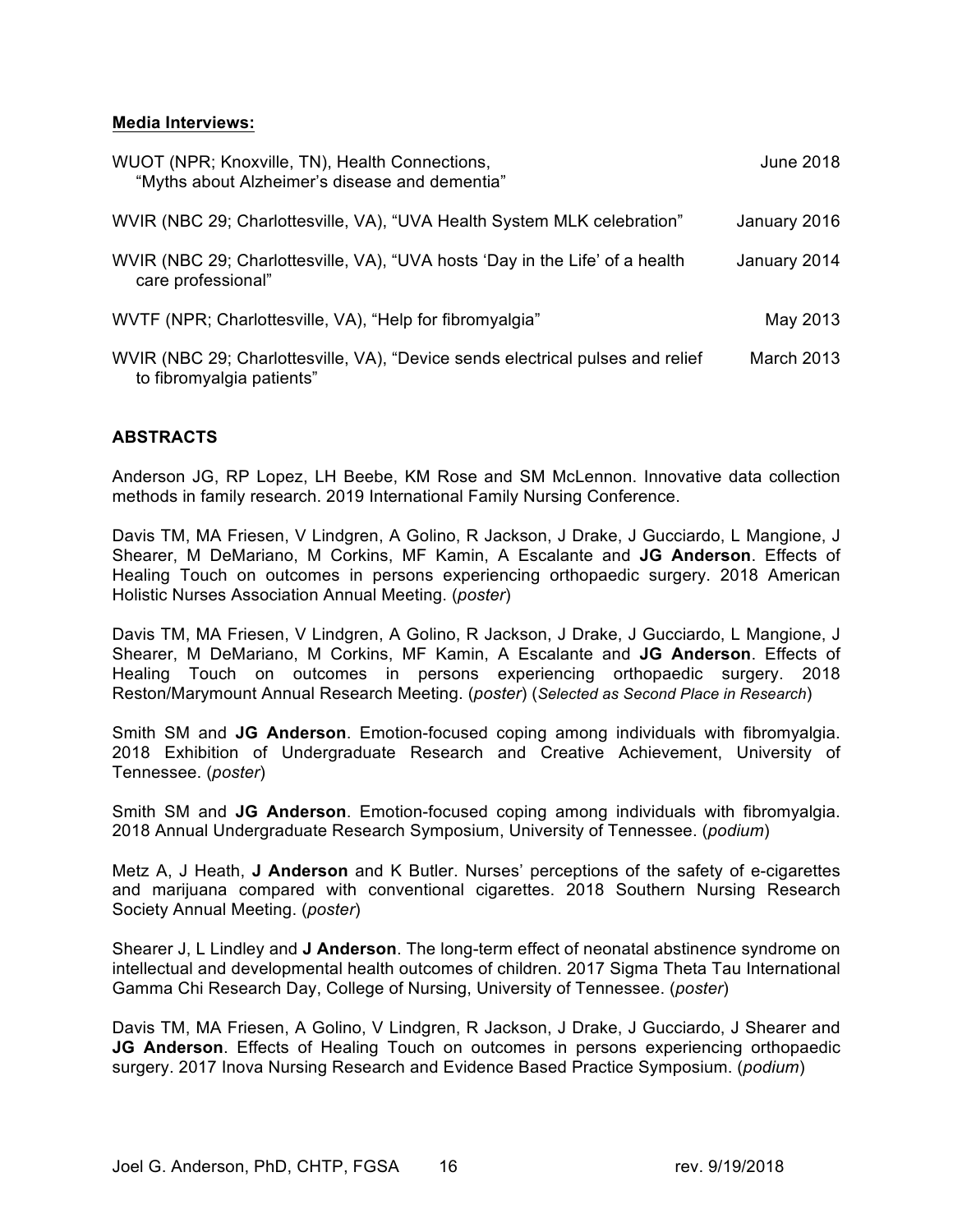**Media Interviews:**

WUOT (NPR; Knoxville, TN), Health Connections, "Myths about Alzheimer's disease and dementia" — June 2018

WVIR (NBC 29; Charlottesville, VA), "UVA Health System MLK celebration" — January 2016

WVIR (NBC 29; Charlottesville, VA), "UVA hosts 'Day in the Life' of a health care professional" — January 2014

WVTF (NPR; Charlottesville, VA), "Help for fibromyalgia" — May 2013

WVIR (NBC 29; Charlottesville, VA), "Device sends electrical pulses and relief to fibromyalgia patients" — March 2013

## ABSTRACTS

Anderson JG, RP Lopez, LH Beebe, KM Rose and SM McLennon. Innovative data collection methods in family research. 2019 International Family Nursing Conference.

Davis TM, MA Friesen, V Lindgren, A Golino, R Jackson, J Drake, J Gucciardo, L Mangione, J Shearer, M DeMariano, M Corkins, MF Kamin, A Escalante and **JG Anderson**. Effects of Healing Touch on outcomes in persons experiencing orthopaedic surgery. 2018 American Holistic Nurses Association Annual Meeting. (*poster*)

Davis TM, MA Friesen, V Lindgren, A Golino, R Jackson, J Drake, J Gucciardo, L Mangione, J Shearer, M DeMariano, M Corkins, MF Kamin, A Escalante and **JG Anderson**. Effects of Healing Touch on outcomes in persons experiencing orthopaedic surgery. 2018 Reston/Marymount Annual Research Meeting. (*poster*) (*Selected as Second Place in Research*)

Smith SM and **JG Anderson**. Emotion-focused coping among individuals with fibromyalgia. 2018 Exhibition of Undergraduate Research and Creative Achievement, University of Tennessee. (*poster*)

Smith SM and **JG Anderson**. Emotion-focused coping among individuals with fibromyalgia. 2018 Annual Undergraduate Research Symposium, University of Tennessee. (*podium*)

Metz A, J Heath, **J Anderson** and K Butler. Nurses' perceptions of the safety of e-cigarettes and marijuana compared with conventional cigarettes. 2018 Southern Nursing Research Society Annual Meeting. (*poster*)

Shearer J, L Lindley and **J Anderson**. The long-term effect of neonatal abstinence syndrome on intellectual and developmental health outcomes of children. 2017 Sigma Theta Tau International Gamma Chi Research Day, College of Nursing, University of Tennessee. (*poster*)

Davis TM, MA Friesen, A Golino, V Lindgren, R Jackson, J Drake, J Gucciardo, J Shearer and **JG Anderson**. Effects of Healing Touch on outcomes in persons experiencing orthopaedic surgery. 2017 Inova Nursing Research and Evidence Based Practice Symposium. (*podium*)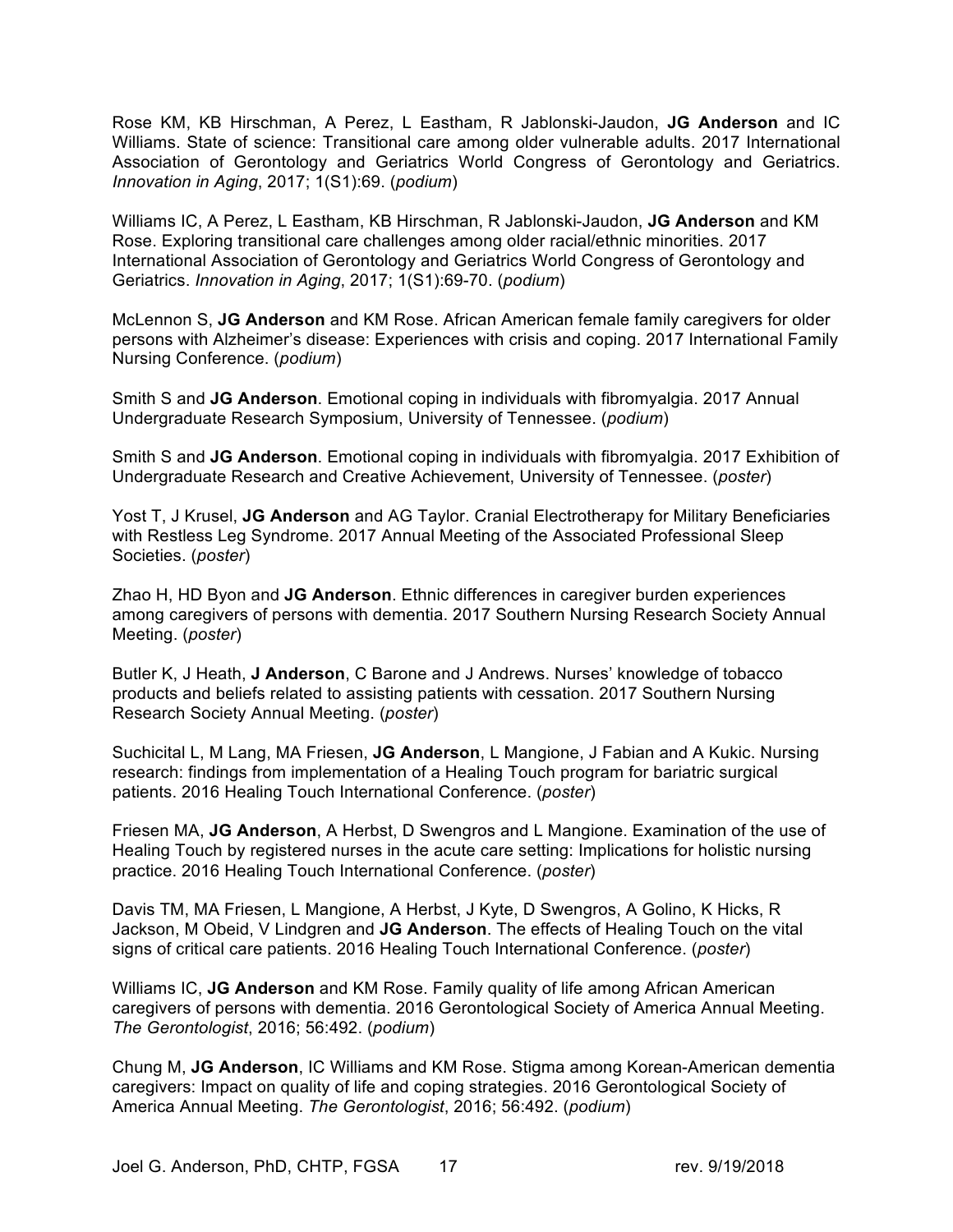Rose KM, KB Hirschman, A Perez, L Eastham, R Jablonski-Jaudon, **JG Anderson** and IC Williams. State of science: Transitional care among older vulnerable adults. 2017 International Association of Gerontology and Geriatrics World Congress of Gerontology and Geriatrics. *Innovation in Aging*, 2017; 1(S1):69. (*podium*)

Williams IC, A Perez, L Eastham, KB Hirschman, R Jablonski-Jaudon, **JG Anderson** and KM Rose. Exploring transitional care challenges among older racial/ethnic minorities. 2017 International Association of Gerontology and Geriatrics World Congress of Gerontology and Geriatrics. *Innovation in Aging*, 2017; 1(S1):69-70. (*podium*)

McLennon S, **JG Anderson** and KM Rose. African American female family caregivers for older persons with Alzheimer's disease: Experiences with crisis and coping. 2017 International Family Nursing Conference. (*podium*)

Smith S and **JG Anderson**. Emotional coping in individuals with fibromyalgia. 2017 Annual Undergraduate Research Symposium, University of Tennessee. (*podium*)

Smith S and **JG Anderson**. Emotional coping in individuals with fibromyalgia. 2017 Exhibition of Undergraduate Research and Creative Achievement, University of Tennessee. (*poster*)

Yost T, J Krusel, **JG Anderson** and AG Taylor. Cranial Electrotherapy for Military Beneficiaries with Restless Leg Syndrome. 2017 Annual Meeting of the Associated Professional Sleep Societies. (*poster*)

Zhao H, HD Byon and **JG Anderson**. Ethnic differences in caregiver burden experiences among caregivers of persons with dementia. 2017 Southern Nursing Research Society Annual Meeting. (*poster*)

Butler K, J Heath, **J Anderson**, C Barone and J Andrews. Nurses' knowledge of tobacco products and beliefs related to assisting patients with cessation. 2017 Southern Nursing Research Society Annual Meeting. (*poster*)

Suchicital L, M Lang, MA Friesen, **JG Anderson**, L Mangione, J Fabian and A Kukic. Nursing research: findings from implementation of a Healing Touch program for bariatric surgical patients. 2016 Healing Touch International Conference. (*poster*)

Friesen MA, **JG Anderson**, A Herbst, D Swengros and L Mangione. Examination of the use of Healing Touch by registered nurses in the acute care setting: Implications for holistic nursing practice. 2016 Healing Touch International Conference. (*poster*)

Davis TM, MA Friesen, L Mangione, A Herbst, J Kyte, D Swengros, A Golino, K Hicks, R Jackson, M Obeid, V Lindgren and **JG Anderson**. The effects of Healing Touch on the vital signs of critical care patients. 2016 Healing Touch International Conference. (*poster*)

Williams IC, **JG Anderson** and KM Rose. Family quality of life among African American caregivers of persons with dementia. 2016 Gerontological Society of America Annual Meeting. *The Gerontologist*, 2016; 56:492. (*podium*)

Chung M, **JG Anderson**, IC Williams and KM Rose. Stigma among Korean-American dementia caregivers: Impact on quality of life and coping strategies. 2016 Gerontological Society of America Annual Meeting. *The Gerontologist*, 2016; 56:492. (*podium*)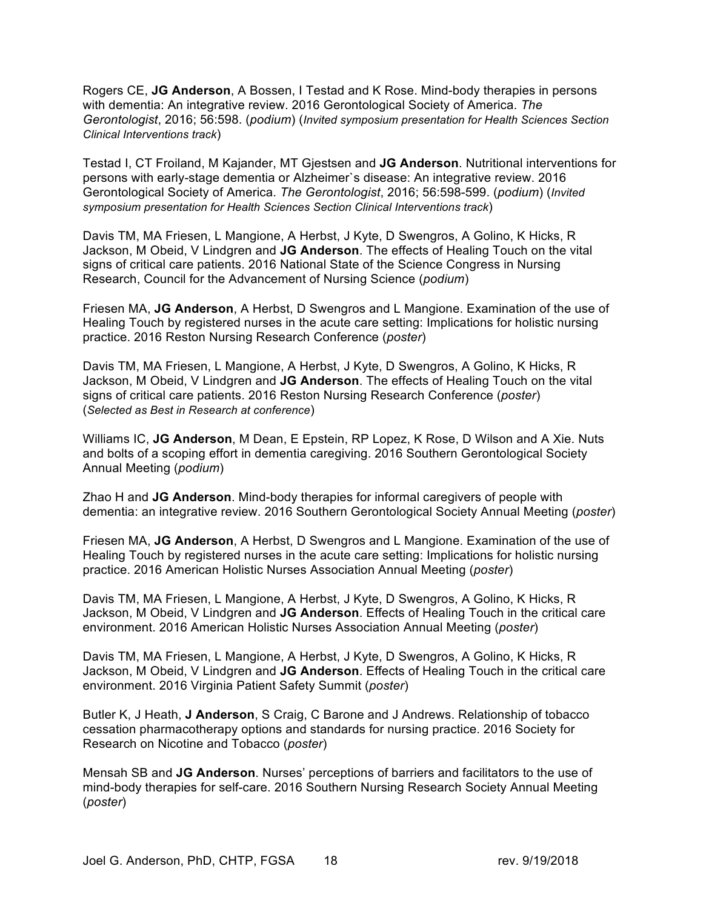Rogers CE, **JG Anderson**, A Bossen, I Testad and K Rose. Mind-body therapies in persons with dementia: An integrative review. 2016 Gerontological Society of America. *The Gerontologist*, 2016; 56:598. (*podium*) (*Invited symposium presentation for Health Sciences Section Clinical Interventions track*)

Testad I, CT Froiland, M Kajander, MT Gjestsen and **JG Anderson**. Nutritional interventions for persons with early-stage dementia or Alzheimer`s disease: An integrative review. 2016 Gerontological Society of America. *The Gerontologist*, 2016; 56:598-599. (*podium*) (*Invited symposium presentation for Health Sciences Section Clinical Interventions track*)

Davis TM, MA Friesen, L Mangione, A Herbst, J Kyte, D Swengros, A Golino, K Hicks, R Jackson, M Obeid, V Lindgren and **JG Anderson**. The effects of Healing Touch on the vital signs of critical care patients. 2016 National State of the Science Congress in Nursing Research, Council for the Advancement of Nursing Science (*podium*)

Friesen MA, **JG Anderson**, A Herbst, D Swengros and L Mangione. Examination of the use of Healing Touch by registered nurses in the acute care setting: Implications for holistic nursing practice. 2016 Reston Nursing Research Conference (*poster*)

Davis TM, MA Friesen, L Mangione, A Herbst, J Kyte, D Swengros, A Golino, K Hicks, R Jackson, M Obeid, V Lindgren and **JG Anderson**. The effects of Healing Touch on the vital signs of critical care patients. 2016 Reston Nursing Research Conference (*poster*) (*Selected as Best in Research at conference*)

Williams IC, **JG Anderson**, M Dean, E Epstein, RP Lopez, K Rose, D Wilson and A Xie. Nuts and bolts of a scoping effort in dementia caregiving. 2016 Southern Gerontological Society Annual Meeting (*podium*)

Zhao H and **JG Anderson**. Mind-body therapies for informal caregivers of people with dementia: an integrative review. 2016 Southern Gerontological Society Annual Meeting (*poster*)

Friesen MA, **JG Anderson**, A Herbst, D Swengros and L Mangione. Examination of the use of Healing Touch by registered nurses in the acute care setting: Implications for holistic nursing practice. 2016 American Holistic Nurses Association Annual Meeting (*poster*)

Davis TM, MA Friesen, L Mangione, A Herbst, J Kyte, D Swengros, A Golino, K Hicks, R Jackson, M Obeid, V Lindgren and **JG Anderson**. Effects of Healing Touch in the critical care environment. 2016 American Holistic Nurses Association Annual Meeting (*poster*)

Davis TM, MA Friesen, L Mangione, A Herbst, J Kyte, D Swengros, A Golino, K Hicks, R Jackson, M Obeid, V Lindgren and **JG Anderson**. Effects of Healing Touch in the critical care environment. 2016 Virginia Patient Safety Summit (*poster*)

Butler K, J Heath, **J Anderson**, S Craig, C Barone and J Andrews. Relationship of tobacco cessation pharmacotherapy options and standards for nursing practice. 2016 Society for Research on Nicotine and Tobacco (*poster*)

Mensah SB and **JG Anderson**. Nurses' perceptions of barriers and facilitators to the use of mind-body therapies for self-care. 2016 Southern Nursing Research Society Annual Meeting (*poster*)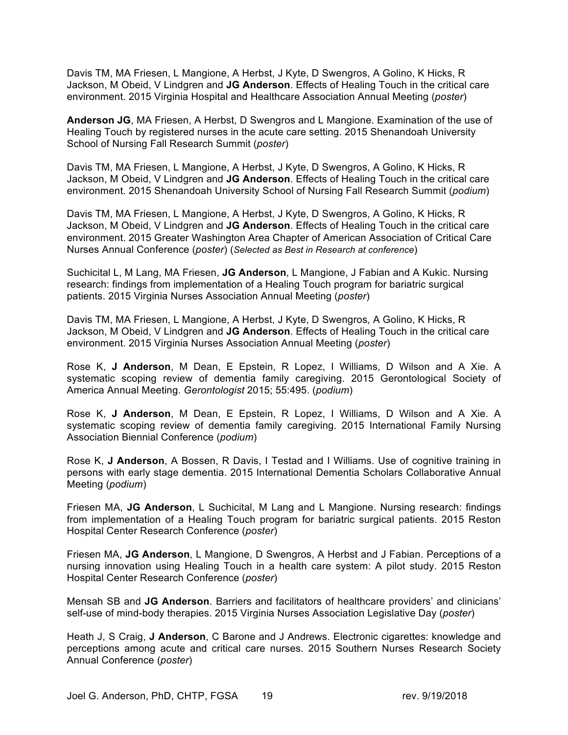Davis TM, MA Friesen, L Mangione, A Herbst, J Kyte, D Swengros, A Golino, K Hicks, R Jackson, M Obeid, V Lindgren and **JG Anderson**. Effects of Healing Touch in the critical care environment. 2015 Virginia Hospital and Healthcare Association Annual Meeting (*poster*)

**Anderson JG**, MA Friesen, A Herbst, D Swengros and L Mangione. Examination of the use of Healing Touch by registered nurses in the acute care setting. 2015 Shenandoah University School of Nursing Fall Research Summit (*poster*)

Davis TM, MA Friesen, L Mangione, A Herbst, J Kyte, D Swengros, A Golino, K Hicks, R Jackson, M Obeid, V Lindgren and **JG Anderson**. Effects of Healing Touch in the critical care environment. 2015 Shenandoah University School of Nursing Fall Research Summit (*podium*)

Davis TM, MA Friesen, L Mangione, A Herbst, J Kyte, D Swengros, A Golino, K Hicks, R Jackson, M Obeid, V Lindgren and **JG Anderson**. Effects of Healing Touch in the critical care environment. 2015 Greater Washington Area Chapter of American Association of Critical Care Nurses Annual Conference (*poster*) (*Selected as Best in Research at conference*)

Suchicital L, M Lang, MA Friesen, **JG Anderson**, L Mangione, J Fabian and A Kukic. Nursing research: findings from implementation of a Healing Touch program for bariatric surgical patients. 2015 Virginia Nurses Association Annual Meeting (*poster*)

Davis TM, MA Friesen, L Mangione, A Herbst, J Kyte, D Swengros, A Golino, K Hicks, R Jackson, M Obeid, V Lindgren and **JG Anderson**. Effects of Healing Touch in the critical care environment. 2015 Virginia Nurses Association Annual Meeting (*poster*)

Rose K, **J Anderson**, M Dean, E Epstein, R Lopez, I Williams, D Wilson and A Xie. A systematic scoping review of dementia family caregiving. 2015 Gerontological Society of America Annual Meeting. *Gerontologist* 2015; 55:495. (*podium*)

Rose K, **J Anderson**, M Dean, E Epstein, R Lopez, I Williams, D Wilson and A Xie. A systematic scoping review of dementia family caregiving. 2015 International Family Nursing Association Biennial Conference (*podium*)

Rose K, **J Anderson**, A Bossen, R Davis, I Testad and I Williams. Use of cognitive training in persons with early stage dementia. 2015 International Dementia Scholars Collaborative Annual Meeting (*podium*)

Friesen MA, **JG Anderson**, L Suchicital, M Lang and L Mangione. Nursing research: findings from implementation of a Healing Touch program for bariatric surgical patients. 2015 Reston Hospital Center Research Conference (*poster*)

Friesen MA, **JG Anderson**, L Mangione, D Swengros, A Herbst and J Fabian. Perceptions of a nursing innovation using Healing Touch in a health care system: A pilot study. 2015 Reston Hospital Center Research Conference (*poster*)

Mensah SB and **JG Anderson**. Barriers and facilitators of healthcare providers' and clinicians' self-use of mind-body therapies. 2015 Virginia Nurses Association Legislative Day (*poster*)

Heath J, S Craig, **J Anderson**, C Barone and J Andrews. Electronic cigarettes: knowledge and perceptions among acute and critical care nurses. 2015 Southern Nurses Research Society Annual Conference (*poster*)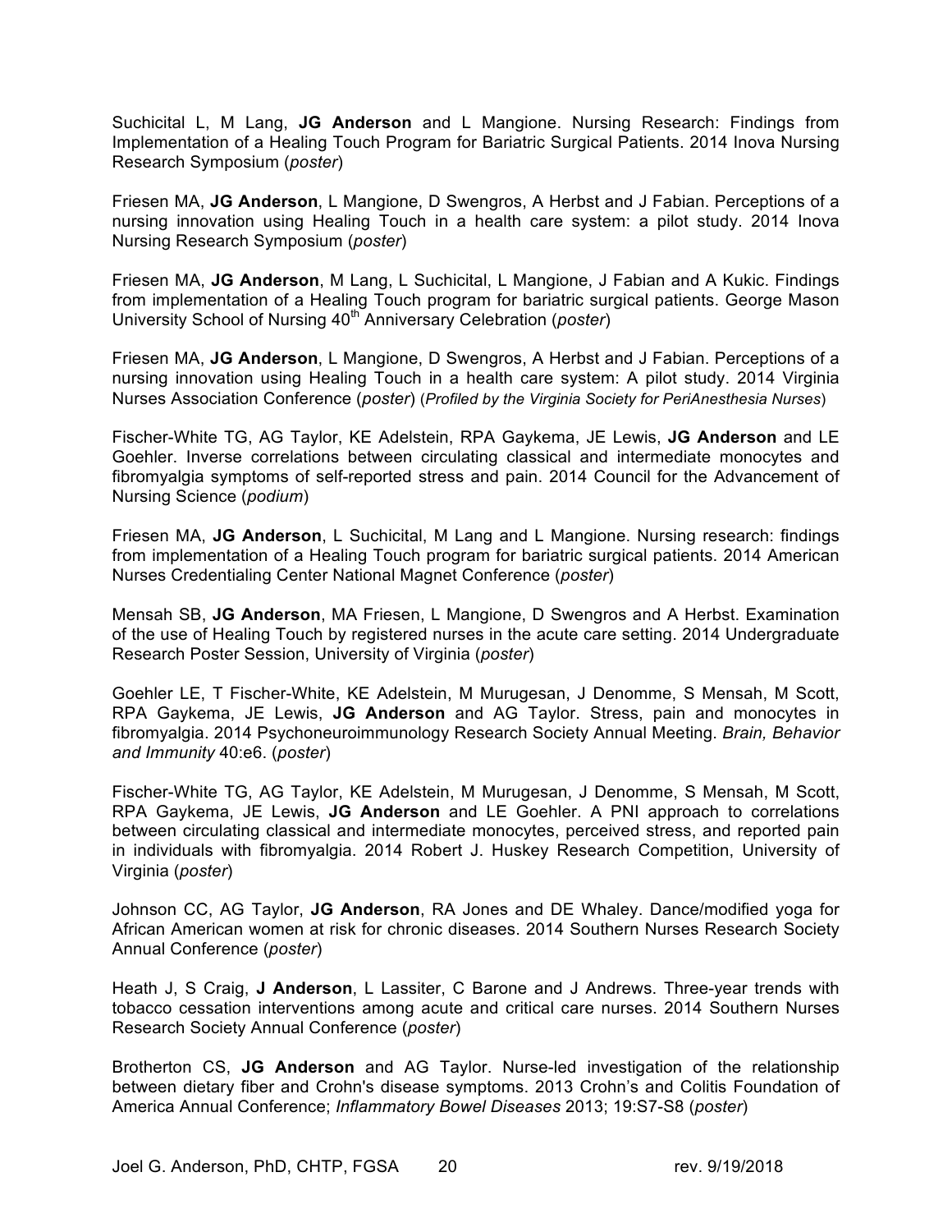Suchicital L, M Lang, **JG Anderson** and L Mangione. Nursing Research: Findings from Implementation of a Healing Touch Program for Bariatric Surgical Patients. 2014 Inova Nursing Research Symposium (*poster*)

Friesen MA, **JG Anderson**, L Mangione, D Swengros, A Herbst and J Fabian. Perceptions of a nursing innovation using Healing Touch in a health care system: a pilot study. 2014 Inova Nursing Research Symposium (*poster*)

Friesen MA, **JG Anderson**, M Lang, L Suchicital, L Mangione, J Fabian and A Kukic. Findings from implementation of a Healing Touch program for bariatric surgical patients. George Mason University School of Nursing 40th Anniversary Celebration (*poster*)

Friesen MA, **JG Anderson**, L Mangione, D Swengros, A Herbst and J Fabian. Perceptions of a nursing innovation using Healing Touch in a health care system: A pilot study. 2014 Virginia Nurses Association Conference (*poster*) (*Profiled by the Virginia Society for PeriAnesthesia Nurses*)

Fischer-White TG, AG Taylor, KE Adelstein, RPA Gaykema, JE Lewis, **JG Anderson** and LE Goehler. Inverse correlations between circulating classical and intermediate monocytes and fibromyalgia symptoms of self-reported stress and pain. 2014 Council for the Advancement of Nursing Science (*podium*)

Friesen MA, **JG Anderson**, L Suchicital, M Lang and L Mangione. Nursing research: findings from implementation of a Healing Touch program for bariatric surgical patients. 2014 American Nurses Credentialing Center National Magnet Conference (*poster*)

Mensah SB, **JG Anderson**, MA Friesen, L Mangione, D Swengros and A Herbst. Examination of the use of Healing Touch by registered nurses in the acute care setting. 2014 Undergraduate Research Poster Session, University of Virginia (*poster*)

Goehler LE, T Fischer-White, KE Adelstein, M Murugesan, J Denomme, S Mensah, M Scott, RPA Gaykema, JE Lewis, **JG Anderson** and AG Taylor. Stress, pain and monocytes in fibromyalgia. 2014 Psychoneuroimmunology Research Society Annual Meeting. *Brain, Behavior and Immunity* 40:e6. (*poster*)

Fischer-White TG, AG Taylor, KE Adelstein, M Murugesan, J Denomme, S Mensah, M Scott, RPA Gaykema, JE Lewis, **JG Anderson** and LE Goehler. A PNI approach to correlations between circulating classical and intermediate monocytes, perceived stress, and reported pain in individuals with fibromyalgia. 2014 Robert J. Huskey Research Competition, University of Virginia (*poster*)

Johnson CC, AG Taylor, **JG Anderson**, RA Jones and DE Whaley. Dance/modified yoga for African American women at risk for chronic diseases. 2014 Southern Nurses Research Society Annual Conference (*poster*)

Heath J, S Craig, **J Anderson**, L Lassiter, C Barone and J Andrews. Three-year trends with tobacco cessation interventions among acute and critical care nurses. 2014 Southern Nurses Research Society Annual Conference (*poster*)

Brotherton CS, **JG Anderson** and AG Taylor. Nurse-led investigation of the relationship between dietary fiber and Crohn's disease symptoms. 2013 Crohn's and Colitis Foundation of America Annual Conference; *Inflammatory Bowel Diseases* 2013; 19:S7-S8 (*poster*)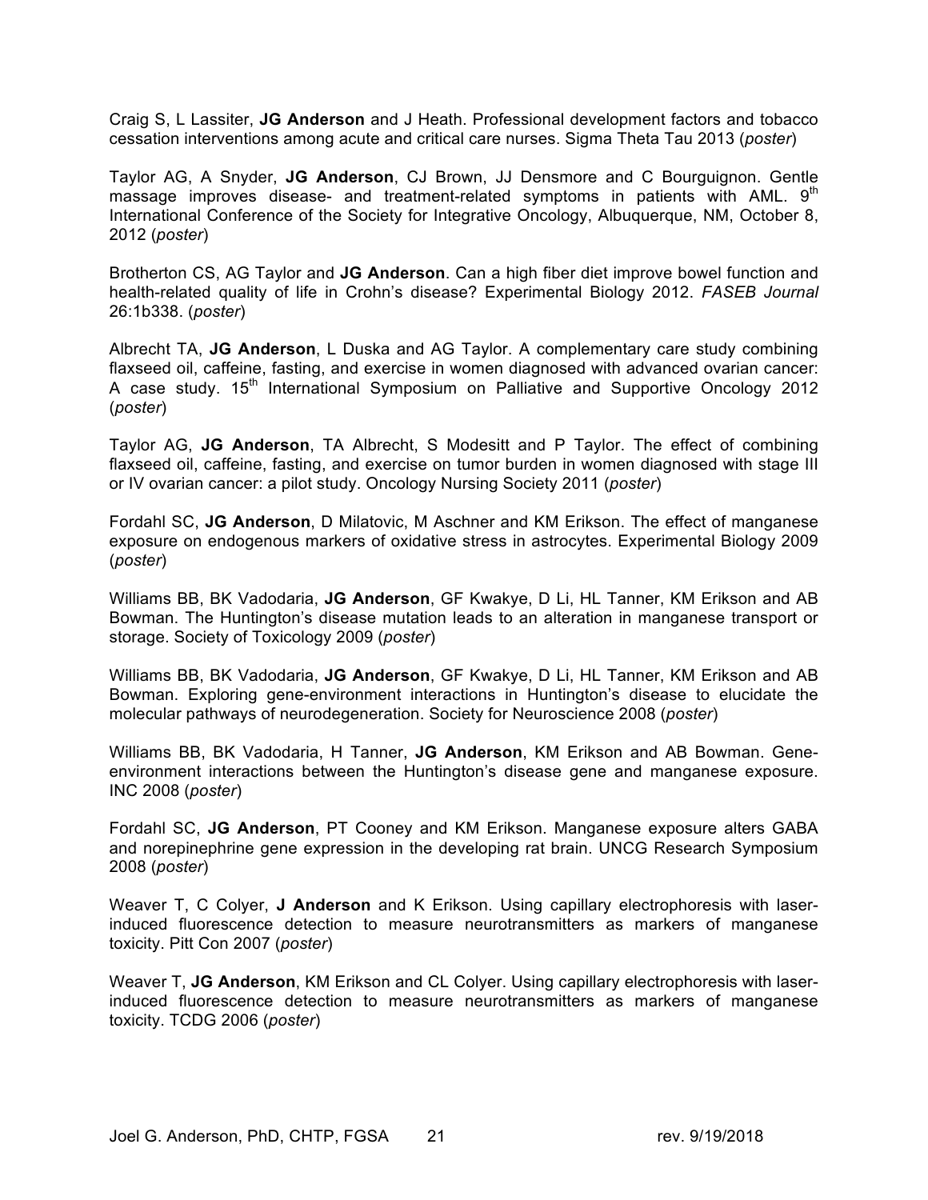Craig S, L Lassiter, **JG Anderson** and J Heath. Professional development factors and tobacco cessation interventions among acute and critical care nurses. Sigma Theta Tau 2013 (*poster*)

Taylor AG, A Snyder, **JG Anderson**, CJ Brown, JJ Densmore and C Bourguignon. Gentle massage improves disease- and treatment-related symptoms in patients with AML. 9th International Conference of the Society for Integrative Oncology, Albuquerque, NM, October 8, 2012 (*poster*)

Brotherton CS, AG Taylor and **JG Anderson**. Can a high fiber diet improve bowel function and health-related quality of life in Crohn's disease? Experimental Biology 2012. *FASEB Journal* 26:1b338. (*poster*)

Albrecht TA, **JG Anderson**, L Duska and AG Taylor. A complementary care study combining flaxseed oil, caffeine, fasting, and exercise in women diagnosed with advanced ovarian cancer: A case study. 15th International Symposium on Palliative and Supportive Oncology 2012 (*poster*)

Taylor AG, **JG Anderson**, TA Albrecht, S Modesitt and P Taylor. The effect of combining flaxseed oil, caffeine, fasting, and exercise on tumor burden in women diagnosed with stage III or IV ovarian cancer: a pilot study. Oncology Nursing Society 2011 (*poster*)

Fordahl SC, **JG Anderson**, D Milatovic, M Aschner and KM Erikson. The effect of manganese exposure on endogenous markers of oxidative stress in astrocytes. Experimental Biology 2009 (*poster*)

Williams BB, BK Vadodaria, **JG Anderson**, GF Kwakye, D Li, HL Tanner, KM Erikson and AB Bowman. The Huntington's disease mutation leads to an alteration in manganese transport or storage. Society of Toxicology 2009 (*poster*)

Williams BB, BK Vadodaria, **JG Anderson**, GF Kwakye, D Li, HL Tanner, KM Erikson and AB Bowman. Exploring gene-environment interactions in Huntington's disease to elucidate the molecular pathways of neurodegeneration. Society for Neuroscience 2008 (*poster*)

Williams BB, BK Vadodaria, H Tanner, **JG Anderson**, KM Erikson and AB Bowman. Gene-environment interactions between the Huntington's disease gene and manganese exposure. INC 2008 (*poster*)

Fordahl SC, **JG Anderson**, PT Cooney and KM Erikson. Manganese exposure alters GABA and norepinephrine gene expression in the developing rat brain. UNCG Research Symposium 2008 (*poster*)

Weaver T, C Colyer, **J Anderson** and K Erikson. Using capillary electrophoresis with laser-induced fluorescence detection to measure neurotransmitters as markers of manganese toxicity. Pitt Con 2007 (*poster*)

Weaver T, **JG Anderson**, KM Erikson and CL Colyer. Using capillary electrophoresis with laser-induced fluorescence detection to measure neurotransmitters as markers of manganese toxicity. TCDG 2006 (*poster*)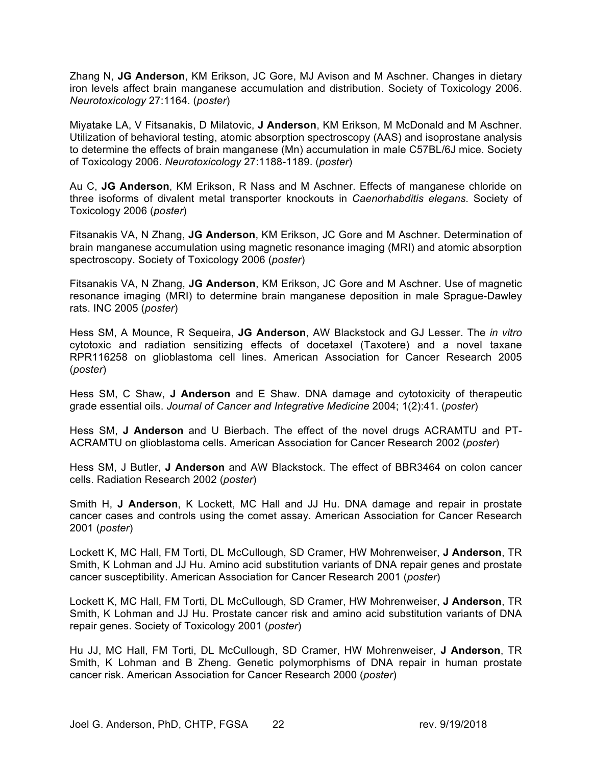Zhang N, **JG Anderson**, KM Erikson, JC Gore, MJ Avison and M Aschner. Changes in dietary iron levels affect brain manganese accumulation and distribution. Society of Toxicology 2006. *Neurotoxicology* 27:1164. (*poster*)

Miyatake LA, V Fitsanakis, D Milatovic, **J Anderson**, KM Erikson, M McDonald and M Aschner. Utilization of behavioral testing, atomic absorption spectroscopy (AAS) and isoprostane analysis to determine the effects of brain manganese (Mn) accumulation in male C57BL/6J mice. Society of Toxicology 2006. *Neurotoxicology* 27:1188-1189. (*poster*)

Au C, **JG Anderson**, KM Erikson, R Nass and M Aschner. Effects of manganese chloride on three isoforms of divalent metal transporter knockouts in *Caenorhabditis elegans*. Society of Toxicology 2006 (*poster*)

Fitsanakis VA, N Zhang, **JG Anderson**, KM Erikson, JC Gore and M Aschner. Determination of brain manganese accumulation using magnetic resonance imaging (MRI) and atomic absorption spectroscopy. Society of Toxicology 2006 (*poster*)

Fitsanakis VA, N Zhang, **JG Anderson**, KM Erikson, JC Gore and M Aschner. Use of magnetic resonance imaging (MRI) to determine brain manganese deposition in male Sprague-Dawley rats. INC 2005 (*poster*)

Hess SM, A Mounce, R Sequeira, **JG Anderson**, AW Blackstock and GJ Lesser. The *in vitro* cytotoxic and radiation sensitizing effects of docetaxel (Taxotere) and a novel taxane RPR116258 on glioblastoma cell lines. American Association for Cancer Research 2005 (*poster*)

Hess SM, C Shaw, **J Anderson** and E Shaw. DNA damage and cytotoxicity of therapeutic grade essential oils. *Journal of Cancer and Integrative Medicine* 2004; 1(2):41. (*poster*)

Hess SM, **J Anderson** and U Bierbach. The effect of the novel drugs ACRAMTU and PT-ACRAMTU on glioblastoma cells. American Association for Cancer Research 2002 (*poster*)

Hess SM, J Butler, **J Anderson** and AW Blackstock. The effect of BBR3464 on colon cancer cells. Radiation Research 2002 (*poster*)

Smith H, **J Anderson**, K Lockett, MC Hall and JJ Hu. DNA damage and repair in prostate cancer cases and controls using the comet assay. American Association for Cancer Research 2001 (*poster*)

Lockett K, MC Hall, FM Torti, DL McCullough, SD Cramer, HW Mohrenweiser, **J Anderson**, TR Smith, K Lohman and JJ Hu. Amino acid substitution variants of DNA repair genes and prostate cancer susceptibility. American Association for Cancer Research 2001 (*poster*)

Lockett K, MC Hall, FM Torti, DL McCullough, SD Cramer, HW Mohrenweiser, **J Anderson**, TR Smith, K Lohman and JJ Hu. Prostate cancer risk and amino acid substitution variants of DNA repair genes. Society of Toxicology 2001 (*poster*)

Hu JJ, MC Hall, FM Torti, DL McCullough, SD Cramer, HW Mohrenweiser, **J Anderson**, TR Smith, K Lohman and B Zheng. Genetic polymorphisms of DNA repair in human prostate cancer risk. American Association for Cancer Research 2000 (*poster*)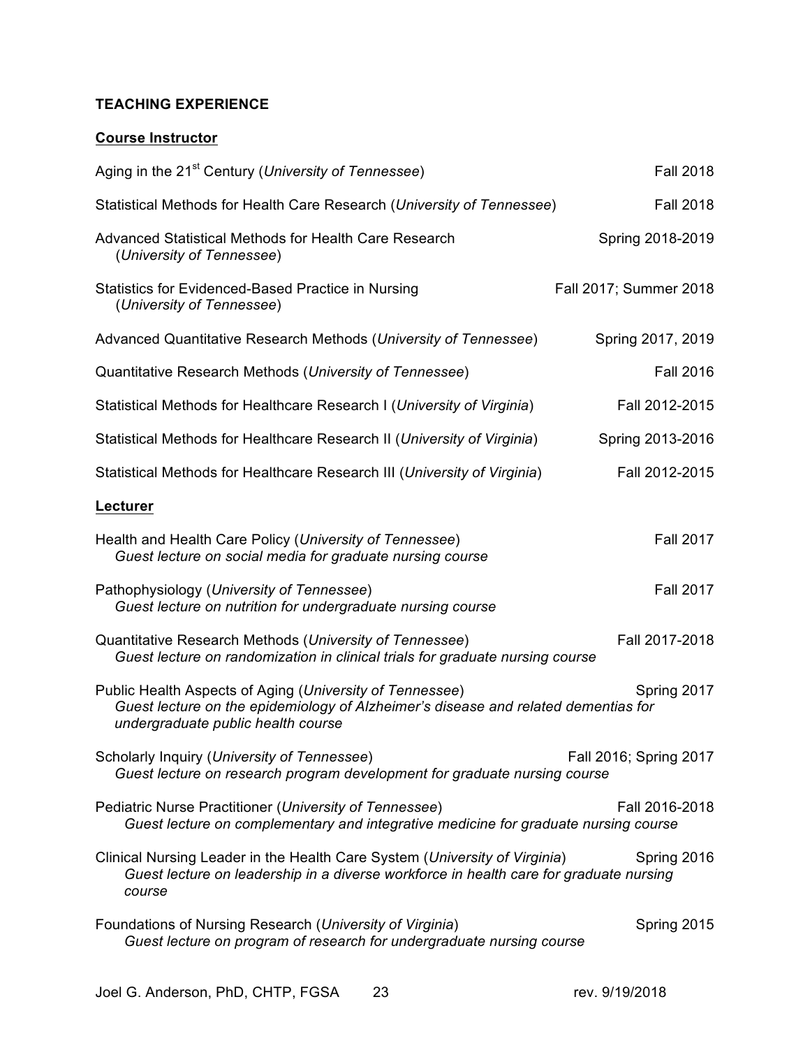## TEACHING EXPERIENCE

### Course Instructor

Aging in the 21st Century (*University of Tennessee*) Fall 2018

Statistical Methods for Health Care Research (*University of Tennessee*) Fall 2018

Advanced Statistical Methods for Health Care Research (*University of Tennessee*) Spring 2018-2019

Statistics for Evidenced-Based Practice in Nursing (*University of Tennessee*) Fall 2017; Summer 2018

Advanced Quantitative Research Methods (*University of Tennessee*) Spring 2017, 2019

Quantitative Research Methods (*University of Tennessee*) Fall 2016

Statistical Methods for Healthcare Research I (*University of Virginia*) Fall 2012-2015

Statistical Methods for Healthcare Research II (*University of Virginia*) Spring 2013-2016

Statistical Methods for Healthcare Research III (*University of Virginia*) Fall 2012-2015

### Lecturer

Health and Health Care Policy (*University of Tennessee*) Fall 2017
*Guest lecture on social media for graduate nursing course*

Pathophysiology (*University of Tennessee*) Fall 2017
*Guest lecture on nutrition for undergraduate nursing course*

Quantitative Research Methods (*University of Tennessee*) Fall 2017-2018
*Guest lecture on randomization in clinical trials for graduate nursing course*

Public Health Aspects of Aging (*University of Tennessee*) Spring 2017
*Guest lecture on the epidemiology of Alzheimer's disease and related dementias for undergraduate public health course*

Scholarly Inquiry (*University of Tennessee*) Fall 2016; Spring 2017
*Guest lecture on research program development for graduate nursing course*

Pediatric Nurse Practitioner (*University of Tennessee*) Fall 2016-2018
*Guest lecture on complementary and integrative medicine for graduate nursing course*

Clinical Nursing Leader in the Health Care System (*University of Virginia*) Spring 2016
*Guest lecture on leadership in a diverse workforce in health care for graduate nursing course*

Foundations of Nursing Research (*University of Virginia*) Spring 2015
*Guest lecture on program of research for undergraduate nursing course*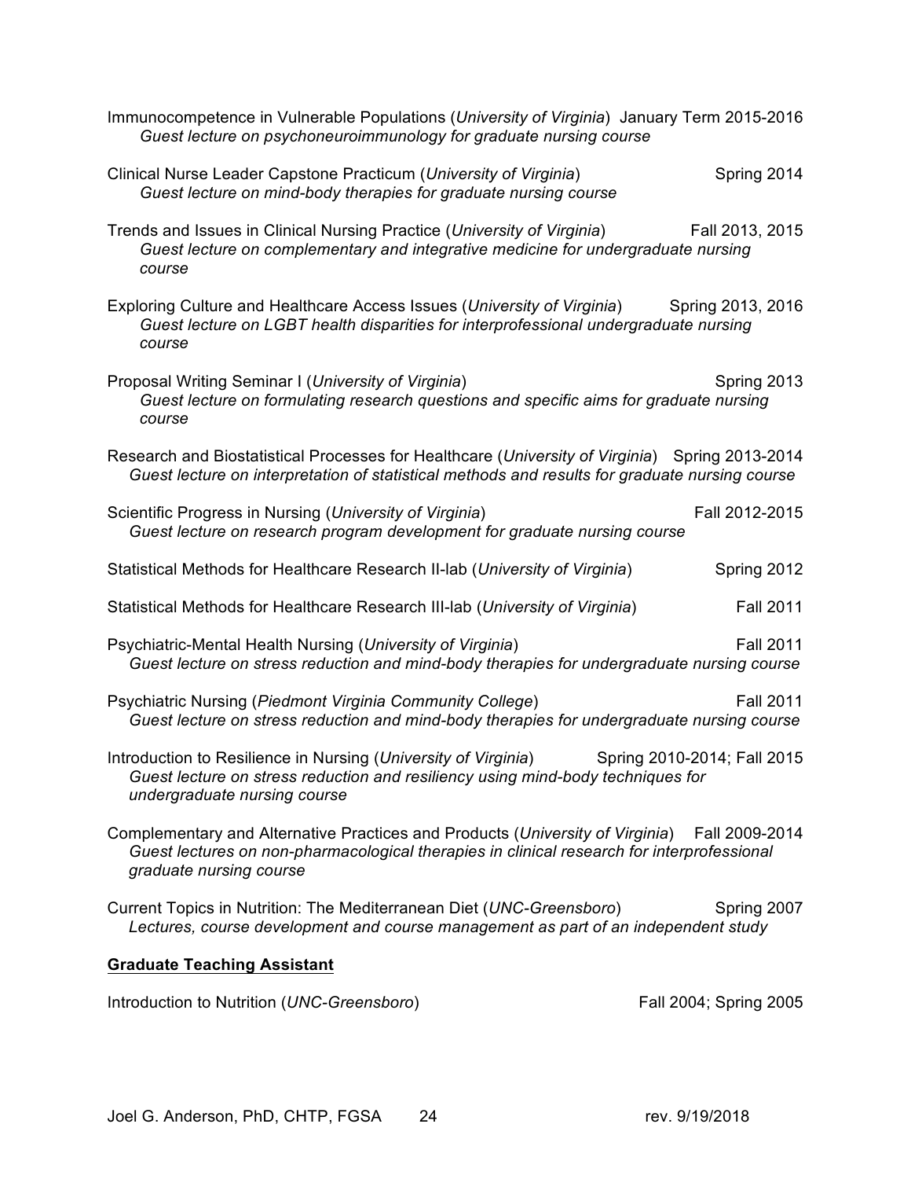Immunocompetence in Vulnerable Populations (*University of Virginia*) January Term 2015-2016
*Guest lecture on psychoneuroimmunology for graduate nursing course*

Clinical Nurse Leader Capstone Practicum (*University of Virginia*) Spring 2014
*Guest lecture on mind-body therapies for graduate nursing course*

Trends and Issues in Clinical Nursing Practice (*University of Virginia*) Fall 2013, 2015
*Guest lecture on complementary and integrative medicine for undergraduate nursing course*

Exploring Culture and Healthcare Access Issues (*University of Virginia*) Spring 2013, 2016
*Guest lecture on LGBT health disparities for interprofessional undergraduate nursing course*

Proposal Writing Seminar I (*University of Virginia*) Spring 2013
*Guest lecture on formulating research questions and specific aims for graduate nursing course*

Research and Biostatistical Processes for Healthcare (*University of Virginia*) Spring 2013-2014
*Guest lecture on interpretation of statistical methods and results for graduate nursing course*

Scientific Progress in Nursing (*University of Virginia*) Fall 2012-2015
*Guest lecture on research program development for graduate nursing course*

Statistical Methods for Healthcare Research II-lab (*University of Virginia*) Spring 2012

Statistical Methods for Healthcare Research III-lab (*University of Virginia*) Fall 2011

Psychiatric-Mental Health Nursing (*University of Virginia*) Fall 2011
*Guest lecture on stress reduction and mind-body therapies for undergraduate nursing course*

Psychiatric Nursing (*Piedmont Virginia Community College*) Fall 2011
*Guest lecture on stress reduction and mind-body therapies for undergraduate nursing course*

Introduction to Resilience in Nursing (*University of Virginia*) Spring 2010-2014; Fall 2015
*Guest lecture on stress reduction and resiliency using mind-body techniques for undergraduate nursing course*

Complementary and Alternative Practices and Products (*University of Virginia*) Fall 2009-2014
*Guest lectures on non-pharmacological therapies in clinical research for interprofessional graduate nursing course*

Current Topics in Nutrition: The Mediterranean Diet (*UNC-Greensboro*) Spring 2007
*Lectures, course development and course management as part of an independent study*

**Graduate Teaching Assistant**

Introduction to Nutrition (*UNC-Greensboro*) Fall 2004; Spring 2005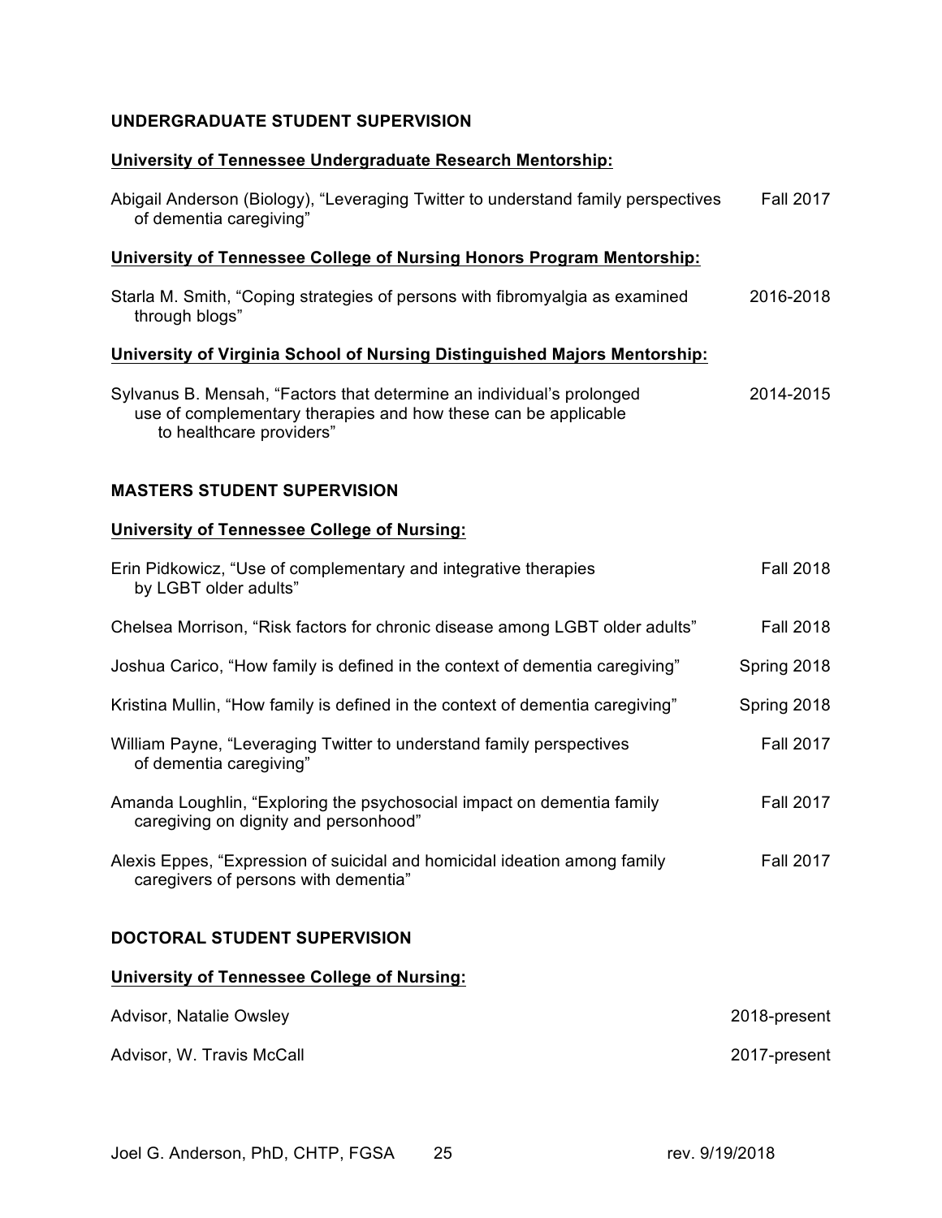## UNDERGRADUATE STUDENT SUPERVISION

**University of Tennessee Undergraduate Research Mentorship:**

Abigail Anderson (Biology), "Leveraging Twitter to understand family perspectives of dementia caregiving" — Fall 2017

**University of Tennessee College of Nursing Honors Program Mentorship:**

Starla M. Smith, "Coping strategies of persons with fibromyalgia as examined through blogs" — 2016-2018

**University of Virginia School of Nursing Distinguished Majors Mentorship:**

Sylvanus B. Mensah, "Factors that determine an individual's prolonged use of complementary therapies and how these can be applicable to healthcare providers" — 2014-2015

## MASTERS STUDENT SUPERVISION

**University of Tennessee College of Nursing:**

Erin Pidkowicz, "Use of complementary and integrative therapies by LGBT older adults" — Fall 2018

Chelsea Morrison, "Risk factors for chronic disease among LGBT older adults" — Fall 2018

Joshua Carico, "How family is defined in the context of dementia caregiving" — Spring 2018

Kristina Mullin, "How family is defined in the context of dementia caregiving" — Spring 2018

William Payne, "Leveraging Twitter to understand family perspectives of dementia caregiving" — Fall 2017

Amanda Loughlin, "Exploring the psychosocial impact on dementia family caregiving on dignity and personhood" — Fall 2017

Alexis Eppes, "Expression of suicidal and homicidal ideation among family caregivers of persons with dementia" — Fall 2017

## DOCTORAL STUDENT SUPERVISION

**University of Tennessee College of Nursing:**

Advisor, Natalie Owsley — 2018-present

Advisor, W. Travis McCall — 2017-present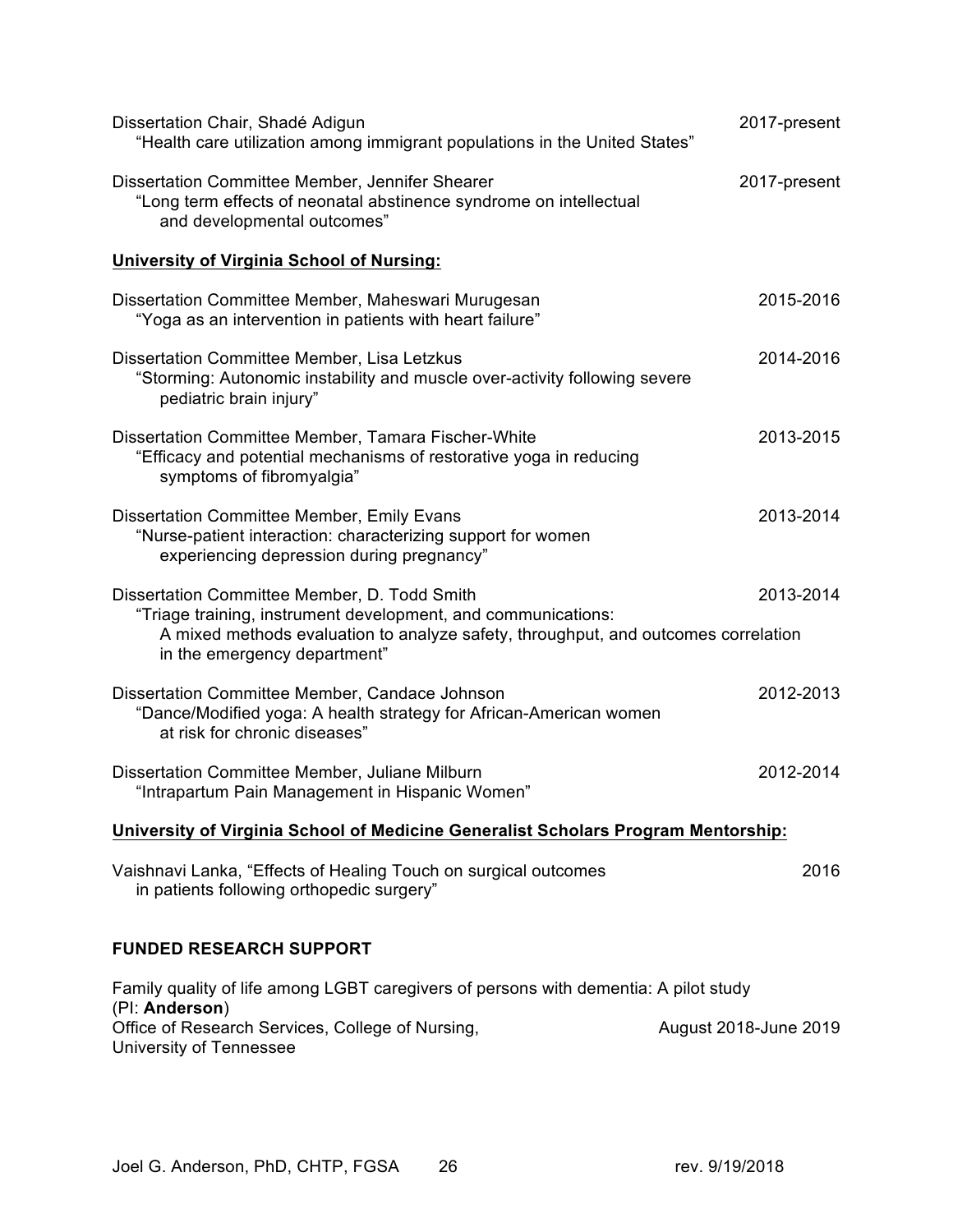Dissertation Chair, Shadé Adigun — 2017-present
"Health care utilization among immigrant populations in the United States"

Dissertation Committee Member, Jennifer Shearer — 2017-present
"Long term effects of neonatal abstinence syndrome on intellectual and developmental outcomes"

**University of Virginia School of Nursing:**

Dissertation Committee Member, Maheswari Murugesan — 2015-2016
"Yoga as an intervention in patients with heart failure"

Dissertation Committee Member, Lisa Letzkus — 2014-2016
"Storming: Autonomic instability and muscle over-activity following severe pediatric brain injury"

Dissertation Committee Member, Tamara Fischer-White — 2013-2015
"Efficacy and potential mechanisms of restorative yoga in reducing symptoms of fibromyalgia"

Dissertation Committee Member, Emily Evans — 2013-2014
"Nurse-patient interaction: characterizing support for women experiencing depression during pregnancy"

Dissertation Committee Member, D. Todd Smith — 2013-2014
"Triage training, instrument development, and communications: A mixed methods evaluation to analyze safety, throughput, and outcomes correlation in the emergency department"

Dissertation Committee Member, Candace Johnson — 2012-2013
"Dance/Modified yoga: A health strategy for African-American women at risk for chronic diseases"

Dissertation Committee Member, Juliane Milburn — 2012-2014
"Intrapartum Pain Management in Hispanic Women"

**University of Virginia School of Medicine Generalist Scholars Program Mentorship:**

Vaishnavi Lanka, "Effects of Healing Touch on surgical outcomes in patients following orthopedic surgery" — 2016

## FUNDED RESEARCH SUPPORT

Family quality of life among LGBT caregivers of persons with dementia: A pilot study
(PI: **Anderson**)
Office of Research Services, College of Nursing, University of Tennessee — August 2018-June 2019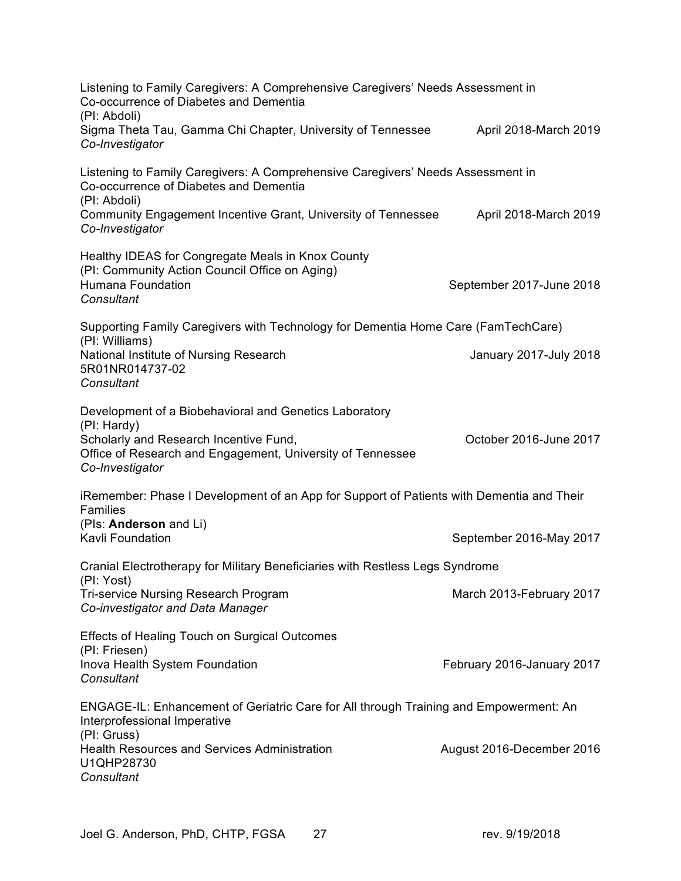Listening to Family Caregivers: A Comprehensive Caregivers' Needs Assessment in Co-occurrence of Diabetes and Dementia
(PI: Abdoli)
Sigma Theta Tau, Gamma Chi Chapter, University of Tennessee — April 2018-March 2019
*Co-Investigator*

Listening to Family Caregivers: A Comprehensive Caregivers' Needs Assessment in Co-occurrence of Diabetes and Dementia
(PI: Abdoli)
Community Engagement Incentive Grant, University of Tennessee — April 2018-March 2019
*Co-Investigator*

Healthy IDEAS for Congregate Meals in Knox County
(PI: Community Action Council Office on Aging)
Humana Foundation — September 2017-June 2018
*Consultant*

Supporting Family Caregivers with Technology for Dementia Home Care (FamTechCare)
(PI: Williams)
National Institute of Nursing Research — January 2017-July 2018
5R01NR014737-02
*Consultant*

Development of a Biobehavioral and Genetics Laboratory
(PI: Hardy)
Scholarly and Research Incentive Fund, — October 2016-June 2017
Office of Research and Engagement, University of Tennessee
*Co-Investigator*

iRemember: Phase I Development of an App for Support of Patients with Dementia and Their Families
(PIs: **Anderson** and Li)
Kavli Foundation — September 2016-May 2017

Cranial Electrotherapy for Military Beneficiaries with Restless Legs Syndrome
(PI: Yost)
Tri-service Nursing Research Program — March 2013-February 2017
*Co-investigator and Data Manager*

Effects of Healing Touch on Surgical Outcomes
(PI: Friesen)
Inova Health System Foundation — February 2016-January 2017
*Consultant*

ENGAGE-IL: Enhancement of Geriatric Care for All through Training and Empowerment: An Interprofessional Imperative
(PI: Gruss)
Health Resources and Services Administration — August 2016-December 2016
U1QHP28730
*Consultant*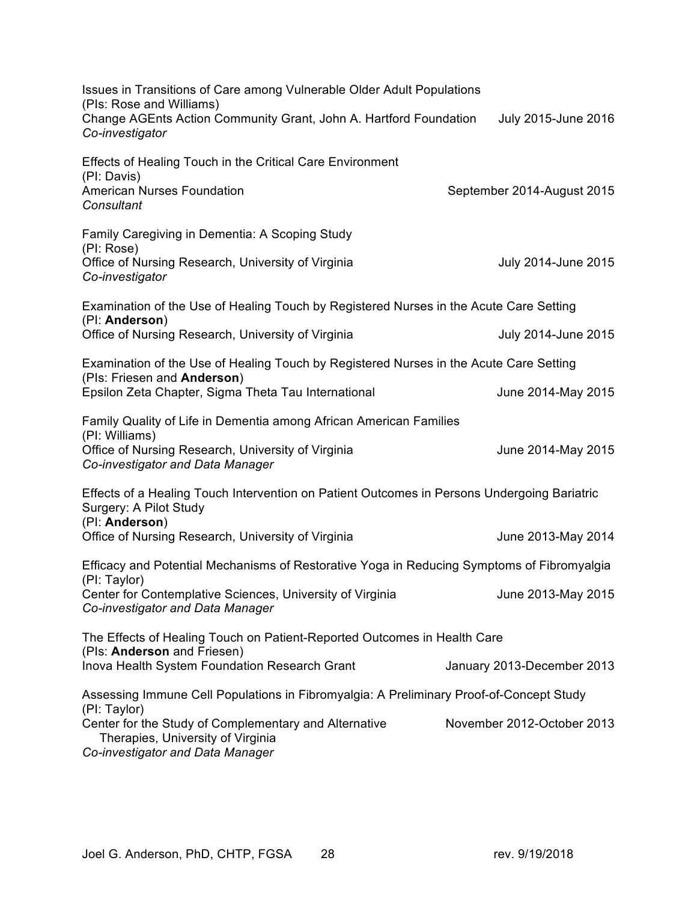Issues in Transitions of Care among Vulnerable Older Adult Populations
(PIs: Rose and Williams)
Change AGEnts Action Community Grant, John A. Hartford Foundation — July 2015-June 2016
*Co-investigator*

Effects of Healing Touch in the Critical Care Environment
(PI: Davis)
American Nurses Foundation — September 2014-August 2015
*Consultant*

Family Caregiving in Dementia: A Scoping Study
(PI: Rose)
Office of Nursing Research, University of Virginia — July 2014-June 2015
*Co-investigator*

Examination of the Use of Healing Touch by Registered Nurses in the Acute Care Setting
(PI: **Anderson**)
Office of Nursing Research, University of Virginia — July 2014-June 2015

Examination of the Use of Healing Touch by Registered Nurses in the Acute Care Setting
(PIs: Friesen and **Anderson**)
Epsilon Zeta Chapter, Sigma Theta Tau International — June 2014-May 2015

Family Quality of Life in Dementia among African American Families
(PI: Williams)
Office of Nursing Research, University of Virginia — June 2014-May 2015
*Co-investigator and Data Manager*

Effects of a Healing Touch Intervention on Patient Outcomes in Persons Undergoing Bariatric Surgery: A Pilot Study
(PI: **Anderson**)
Office of Nursing Research, University of Virginia — June 2013-May 2014

Efficacy and Potential Mechanisms of Restorative Yoga in Reducing Symptoms of Fibromyalgia
(PI: Taylor)
Center for Contemplative Sciences, University of Virginia — June 2013-May 2015
*Co-investigator and Data Manager*

The Effects of Healing Touch on Patient-Reported Outcomes in Health Care
(PIs: **Anderson** and Friesen)
Inova Health System Foundation Research Grant — January 2013-December 2013

Assessing Immune Cell Populations in Fibromyalgia: A Preliminary Proof-of-Concept Study
(PI: Taylor)
Center for the Study of Complementary and Alternative Therapies, University of Virginia — November 2012-October 2013
*Co-investigator and Data Manager*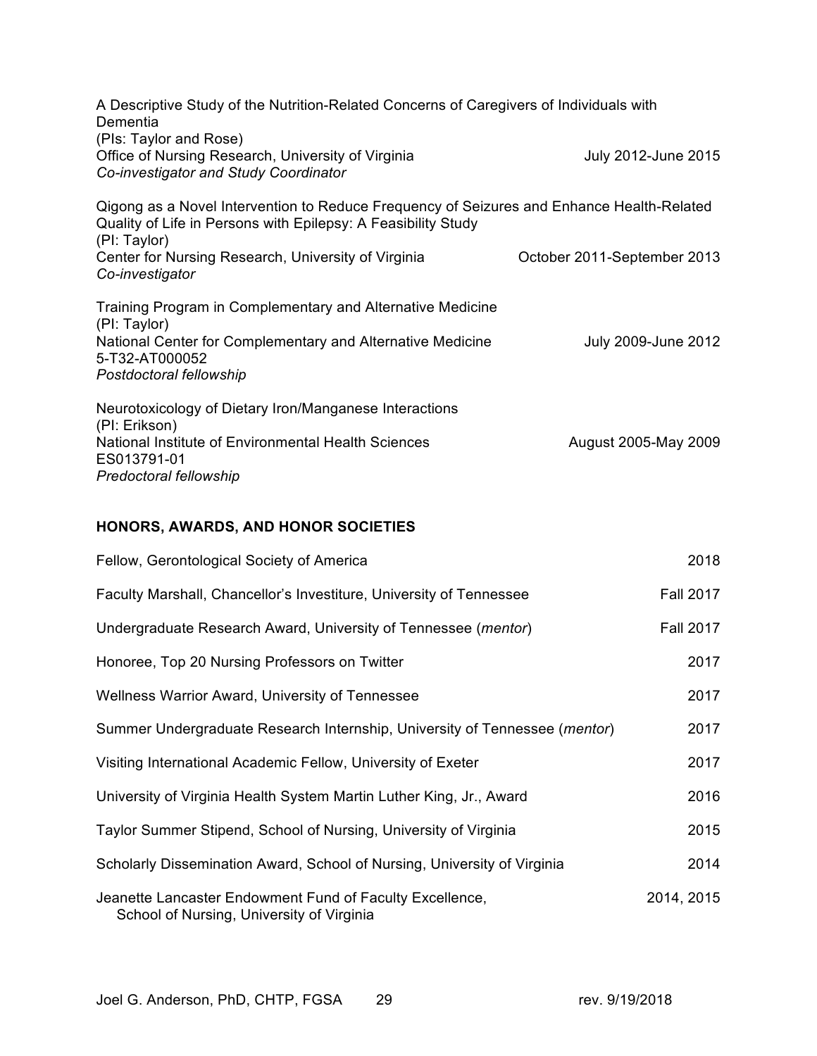A Descriptive Study of the Nutrition-Related Concerns of Caregivers of Individuals with Dementia
(PIs: Taylor and Rose)
Office of Nursing Research, University of Virginia — July 2012-June 2015
*Co-investigator and Study Coordinator*

Qigong as a Novel Intervention to Reduce Frequency of Seizures and Enhance Health-Related Quality of Life in Persons with Epilepsy: A Feasibility Study
(PI: Taylor)
Center for Nursing Research, University of Virginia — October 2011-September 2013
*Co-investigator*

Training Program in Complementary and Alternative Medicine
(PI: Taylor)
National Center for Complementary and Alternative Medicine — July 2009-June 2012
5-T32-AT000052
*Postdoctoral fellowship*

Neurotoxicology of Dietary Iron/Manganese Interactions
(PI: Erikson)
National Institute of Environmental Health Sciences — August 2005-May 2009
ES013791-01
*Predoctoral fellowship*

## HONORS, AWARDS, AND HONOR SOCIETIES

| | |
|---|---|
| Fellow, Gerontological Society of America | 2018 |
| Faculty Marshall, Chancellor's Investiture, University of Tennessee | Fall 2017 |
| Undergraduate Research Award, University of Tennessee (*mentor*) | Fall 2017 |
| Honoree, Top 20 Nursing Professors on Twitter | 2017 |
| Wellness Warrior Award, University of Tennessee | 2017 |
| Summer Undergraduate Research Internship, University of Tennessee (*mentor*) | 2017 |
| Visiting International Academic Fellow, University of Exeter | 2017 |
| University of Virginia Health System Martin Luther King, Jr., Award | 2016 |
| Taylor Summer Stipend, School of Nursing, University of Virginia | 2015 |
| Scholarly Dissemination Award, School of Nursing, University of Virginia | 2014 |
| Jeanette Lancaster Endowment Fund of Faculty Excellence, School of Nursing, University of Virginia | 2014, 2015 |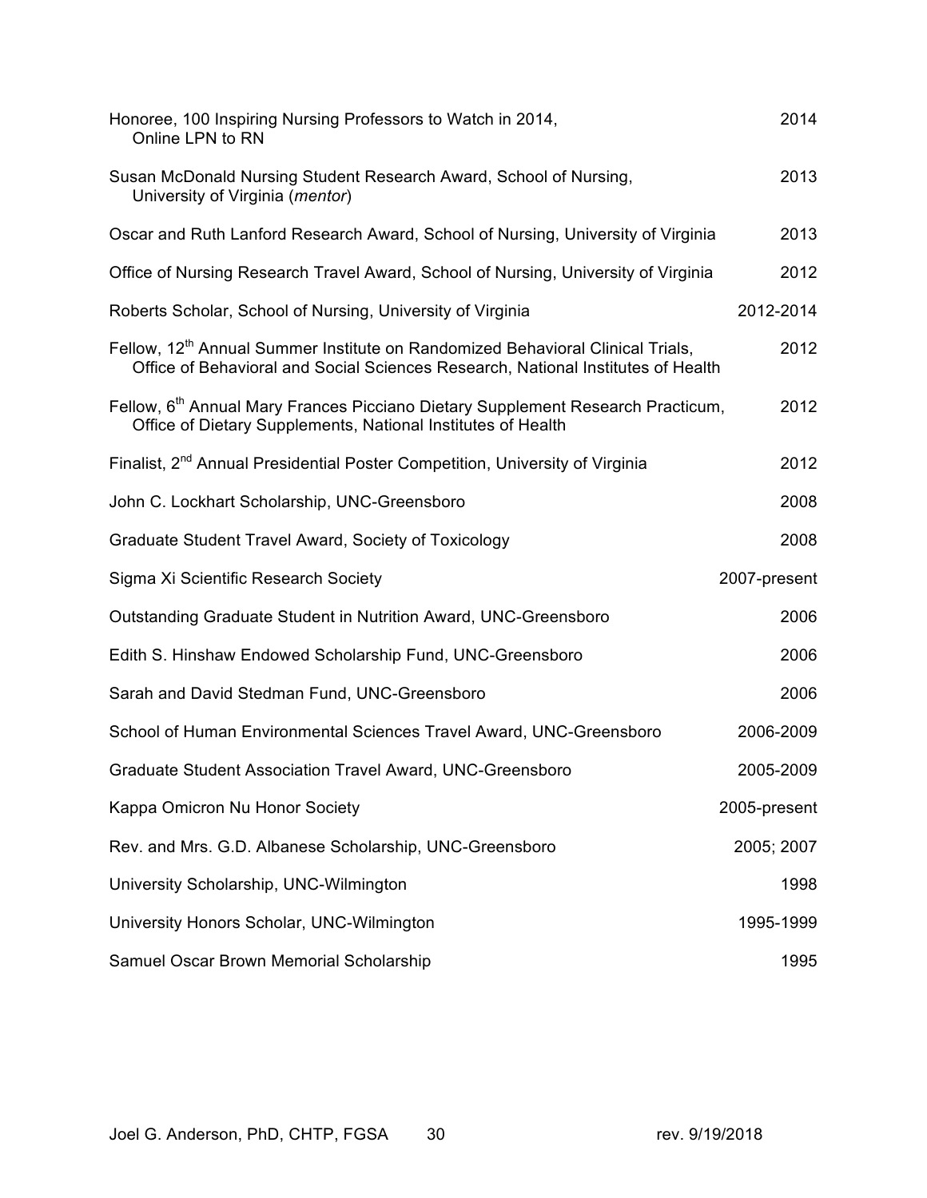| | |
|---|---|
| Honoree, 100 Inspiring Nursing Professors to Watch in 2014, Online LPN to RN | 2014 |
| Susan McDonald Nursing Student Research Award, School of Nursing, University of Virginia (*mentor*) | 2013 |
| Oscar and Ruth Lanford Research Award, School of Nursing, University of Virginia | 2013 |
| Office of Nursing Research Travel Award, School of Nursing, University of Virginia | 2012 |
| Roberts Scholar, School of Nursing, University of Virginia | 2012-2014 |
| Fellow, 12th Annual Summer Institute on Randomized Behavioral Clinical Trials, Office of Behavioral and Social Sciences Research, National Institutes of Health | 2012 |
| Fellow, 6th Annual Mary Frances Picciano Dietary Supplement Research Practicum, Office of Dietary Supplements, National Institutes of Health | 2012 |
| Finalist, 2nd Annual Presidential Poster Competition, University of Virginia | 2012 |
| John C. Lockhart Scholarship, UNC-Greensboro | 2008 |
| Graduate Student Travel Award, Society of Toxicology | 2008 |
| Sigma Xi Scientific Research Society | 2007-present |
| Outstanding Graduate Student in Nutrition Award, UNC-Greensboro | 2006 |
| Edith S. Hinshaw Endowed Scholarship Fund, UNC-Greensboro | 2006 |
| Sarah and David Stedman Fund, UNC-Greensboro | 2006 |
| School of Human Environmental Sciences Travel Award, UNC-Greensboro | 2006-2009 |
| Graduate Student Association Travel Award, UNC-Greensboro | 2005-2009 |
| Kappa Omicron Nu Honor Society | 2005-present |
| Rev. and Mrs. G.D. Albanese Scholarship, UNC-Greensboro | 2005; 2007 |
| University Scholarship, UNC-Wilmington | 1998 |
| University Honors Scholar, UNC-Wilmington | 1995-1999 |
| Samuel Oscar Brown Memorial Scholarship | 1995 |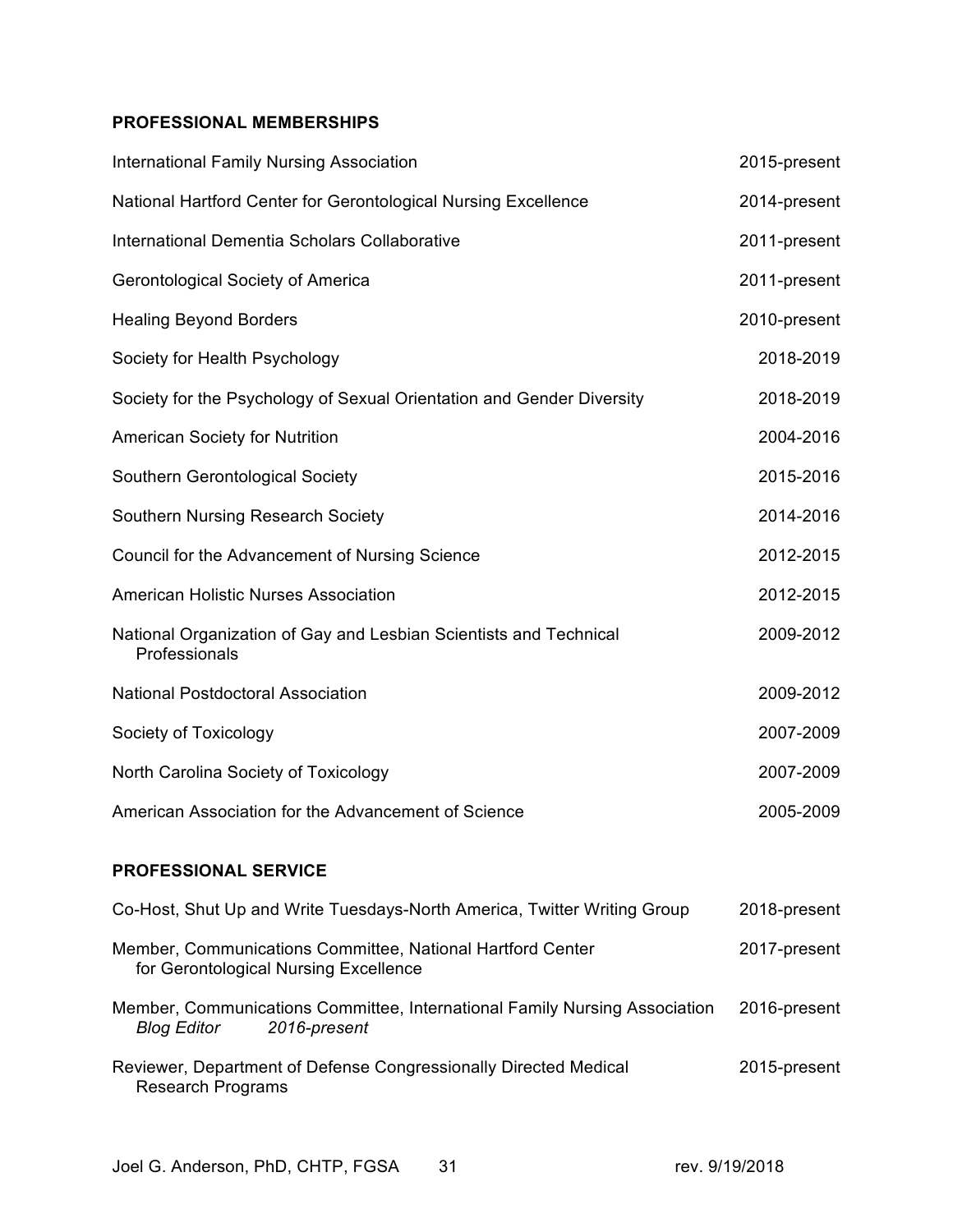## PROFESSIONAL MEMBERSHIPS

| | |
|---|---|
| International Family Nursing Association | 2015-present |
| National Hartford Center for Gerontological Nursing Excellence | 2014-present |
| International Dementia Scholars Collaborative | 2011-present |
| Gerontological Society of America | 2011-present |
| Healing Beyond Borders | 2010-present |
| Society for Health Psychology | 2018-2019 |
| Society for the Psychology of Sexual Orientation and Gender Diversity | 2018-2019 |
| American Society for Nutrition | 2004-2016 |
| Southern Gerontological Society | 2015-2016 |
| Southern Nursing Research Society | 2014-2016 |
| Council for the Advancement of Nursing Science | 2012-2015 |
| American Holistic Nurses Association | 2012-2015 |
| National Organization of Gay and Lesbian Scientists and Technical Professionals | 2009-2012 |
| National Postdoctoral Association | 2009-2012 |
| Society of Toxicology | 2007-2009 |
| North Carolina Society of Toxicology | 2007-2009 |
| American Association for the Advancement of Science | 2005-2009 |

## PROFESSIONAL SERVICE

| | |
|---|---|
| Co-Host, Shut Up and Write Tuesdays-North America, Twitter Writing Group | 2018-present |
| Member, Communications Committee, National Hartford Center for Gerontological Nursing Excellence | 2017-present |
| Member, Communications Committee, International Family Nursing Association<br>*Blog Editor 2016-present* | 2016-present |
| Reviewer, Department of Defense Congressionally Directed Medical Research Programs | 2015-present |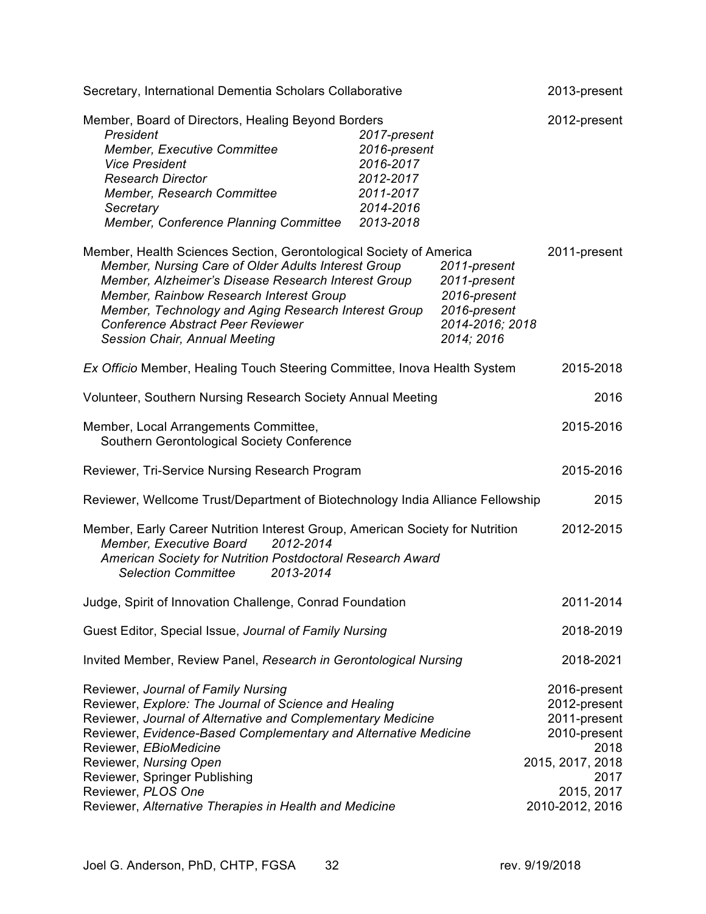Secretary, International Dementia Scholars Collaborative 2013-present

Member, Board of Directors, Healing Beyond Borders 2012-present
- *President* *2017-present*
- *Member, Executive Committee* *2016-present*
- *Vice President* *2016-2017*
- *Research Director* *2012-2017*
- *Member, Research Committee* *2011-2017*
- *Secretary* *2014-2016*
- *Member, Conference Planning Committee* *2013-2018*

Member, Health Sciences Section, Gerontological Society of America 2011-present
- *Member, Nursing Care of Older Adults Interest Group* *2011-present*
- *Member, Alzheimer's Disease Research Interest Group* *2011-present*
- *Member, Rainbow Research Interest Group* *2016-present*
- *Member, Technology and Aging Research Interest Group* *2016-present*
- *Conference Abstract Peer Reviewer* *2014-2016; 2018*
- *Session Chair, Annual Meeting* *2014; 2016*

*Ex Officio* Member, Healing Touch Steering Committee, Inova Health System 2015-2018

Volunteer, Southern Nursing Research Society Annual Meeting 2016

Member, Local Arrangements Committee, Southern Gerontological Society Conference 2015-2016

Reviewer, Tri-Service Nursing Research Program 2015-2016

Reviewer, Wellcome Trust/Department of Biotechnology India Alliance Fellowship 2015

Member, Early Career Nutrition Interest Group, American Society for Nutrition 2012-2015
- *Member, Executive Board* *2012-2014*
- *American Society for Nutrition Postdoctoral Research Award Selection Committee* *2013-2014*

Judge, Spirit of Innovation Challenge, Conrad Foundation 2011-2014

Guest Editor, Special Issue, *Journal of Family Nursing* 2018-2019

Invited Member, Review Panel, *Research in Gerontological Nursing* 2018-2021

Reviewer, *Journal of Family Nursing* 2016-present
Reviewer, *Explore: The Journal of Science and Healing* 2012-present
Reviewer, *Journal of Alternative and Complementary Medicine* 2011-present
Reviewer, *Evidence-Based Complementary and Alternative Medicine* 2010-present
Reviewer, *EBioMedicine* 2018
Reviewer, *Nursing Open* 2015, 2017, 2018
Reviewer, Springer Publishing 2017
Reviewer, *PLOS One* 2015, 2017
Reviewer, *Alternative Therapies in Health and Medicine* 2010-2012, 2016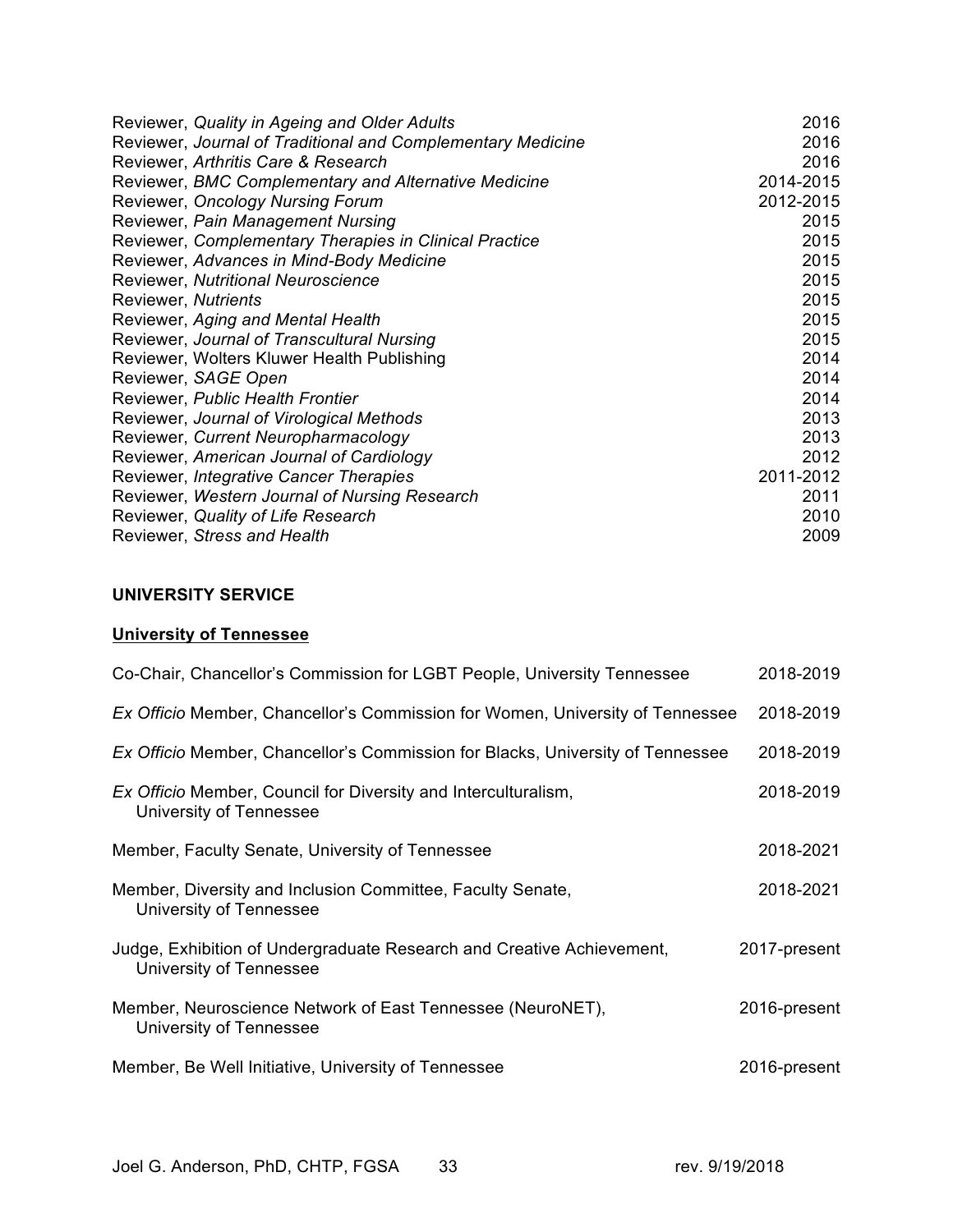Reviewer, *Quality in Ageing and Older Adults* 2016
Reviewer, *Journal of Traditional and Complementary Medicine* 2016
Reviewer, *Arthritis Care & Research* 2016
Reviewer, *BMC Complementary and Alternative Medicine* 2014-2015
Reviewer, *Oncology Nursing Forum* 2012-2015
Reviewer, *Pain Management Nursing* 2015
Reviewer, *Complementary Therapies in Clinical Practice* 2015
Reviewer, *Advances in Mind-Body Medicine* 2015
Reviewer, *Nutritional Neuroscience* 2015
Reviewer, *Nutrients* 2015
Reviewer, *Aging and Mental Health* 2015
Reviewer, *Journal of Transcultural Nursing* 2015
Reviewer, Wolters Kluwer Health Publishing 2014
Reviewer, *SAGE Open* 2014
Reviewer, *Public Health Frontier* 2014
Reviewer, *Journal of Virological Methods* 2013
Reviewer, *Current Neuropharmacology* 2013
Reviewer, *American Journal of Cardiology* 2012
Reviewer, *Integrative Cancer Therapies* 2011-2012
Reviewer, *Western Journal of Nursing Research* 2011
Reviewer, *Quality of Life Research* 2010
Reviewer, *Stress and Health* 2009

**UNIVERSITY SERVICE**

**<u>University of Tennessee</u>**

Co-Chair, Chancellor's Commission for LGBT People, University Tennessee 2018-2019

*Ex Officio* Member, Chancellor's Commission for Women, University of Tennessee 2018-2019

*Ex Officio* Member, Chancellor's Commission for Blacks, University of Tennessee 2018-2019

*Ex Officio* Member, Council for Diversity and Interculturalism, University of Tennessee 2018-2019

Member, Faculty Senate, University of Tennessee 2018-2021

Member, Diversity and Inclusion Committee, Faculty Senate, University of Tennessee 2018-2021

Judge, Exhibition of Undergraduate Research and Creative Achievement, University of Tennessee 2017-present

Member, Neuroscience Network of East Tennessee (NeuroNET), University of Tennessee 2016-present

Member, Be Well Initiative, University of Tennessee 2016-present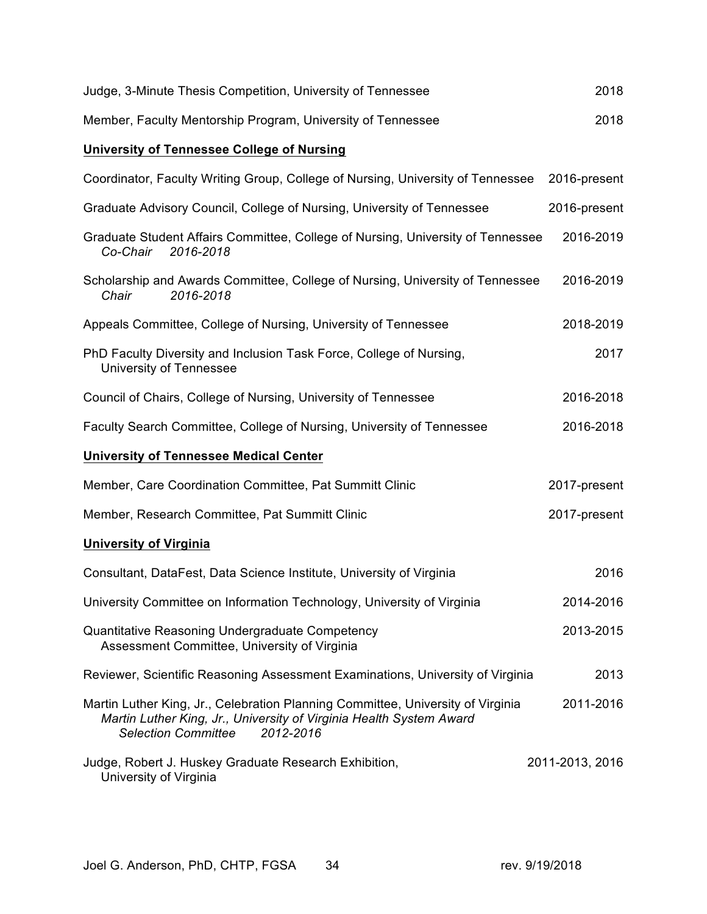Judge, 3-Minute Thesis Competition, University of Tennessee 2018

Member, Faculty Mentorship Program, University of Tennessee 2018

**<u>University of Tennessee College of Nursing</u>**

Coordinator, Faculty Writing Group, College of Nursing, University of Tennessee 2016-present

Graduate Advisory Council, College of Nursing, University of Tennessee 2016-present

Graduate Student Affairs Committee, College of Nursing, University of Tennessee 2016-2019
*Co-Chair 2016-2018*

Scholarship and Awards Committee, College of Nursing, University of Tennessee 2016-2019
*Chair 2016-2018*

Appeals Committee, College of Nursing, University of Tennessee 2018-2019

PhD Faculty Diversity and Inclusion Task Force, College of Nursing, University of Tennessee 2017

Council of Chairs, College of Nursing, University of Tennessee 2016-2018

Faculty Search Committee, College of Nursing, University of Tennessee 2016-2018

**<u>University of Tennessee Medical Center</u>**

Member, Care Coordination Committee, Pat Summitt Clinic 2017-present

Member, Research Committee, Pat Summitt Clinic 2017-present

**<u>University of Virginia</u>**

Consultant, DataFest, Data Science Institute, University of Virginia 2016

University Committee on Information Technology, University of Virginia 2014-2016

Quantitative Reasoning Undergraduate Competency Assessment Committee, University of Virginia 2013-2015

Reviewer, Scientific Reasoning Assessment Examinations, University of Virginia 2013

Martin Luther King, Jr., Celebration Planning Committee, University of Virginia 2011-2016
*Martin Luther King, Jr., University of Virginia Health System Award Selection Committee 2012-2016*

Judge, Robert J. Huskey Graduate Research Exhibition, University of Virginia 2011-2013, 2016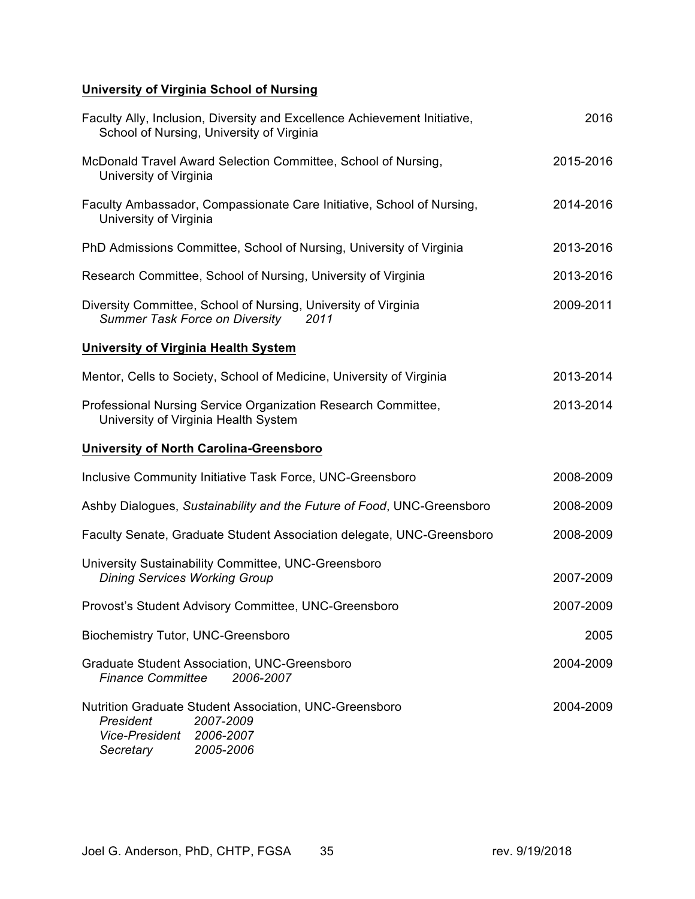**University of Virginia School of Nursing**

Faculty Ally, Inclusion, Diversity and Excellence Achievement Initiative, School of Nursing, University of Virginia — 2016

McDonald Travel Award Selection Committee, School of Nursing, University of Virginia — 2015-2016

Faculty Ambassador, Compassionate Care Initiative, School of Nursing, University of Virginia — 2014-2016

PhD Admissions Committee, School of Nursing, University of Virginia — 2013-2016

Research Committee, School of Nursing, University of Virginia — 2013-2016

Diversity Committee, School of Nursing, University of Virginia — 2009-2011
*Summer Task Force on Diversity 2011*

**University of Virginia Health System**

Mentor, Cells to Society, School of Medicine, University of Virginia — 2013-2014

Professional Nursing Service Organization Research Committee, University of Virginia Health System — 2013-2014

**University of North Carolina-Greensboro**

Inclusive Community Initiative Task Force, UNC-Greensboro — 2008-2009

Ashby Dialogues, *Sustainability and the Future of Food*, UNC-Greensboro — 2008-2009

Faculty Senate, Graduate Student Association delegate, UNC-Greensboro — 2008-2009

University Sustainability Committee, UNC-Greensboro
*Dining Services Working Group* — 2007-2009

Provost's Student Advisory Committee, UNC-Greensboro — 2007-2009

Biochemistry Tutor, UNC-Greensboro — 2005

Graduate Student Association, UNC-Greensboro — 2004-2009
*Finance Committee 2006-2007*

Nutrition Graduate Student Association, UNC-Greensboro — 2004-2009
*President 2007-2009*
*Vice-President 2006-2007*
*Secretary 2005-2006*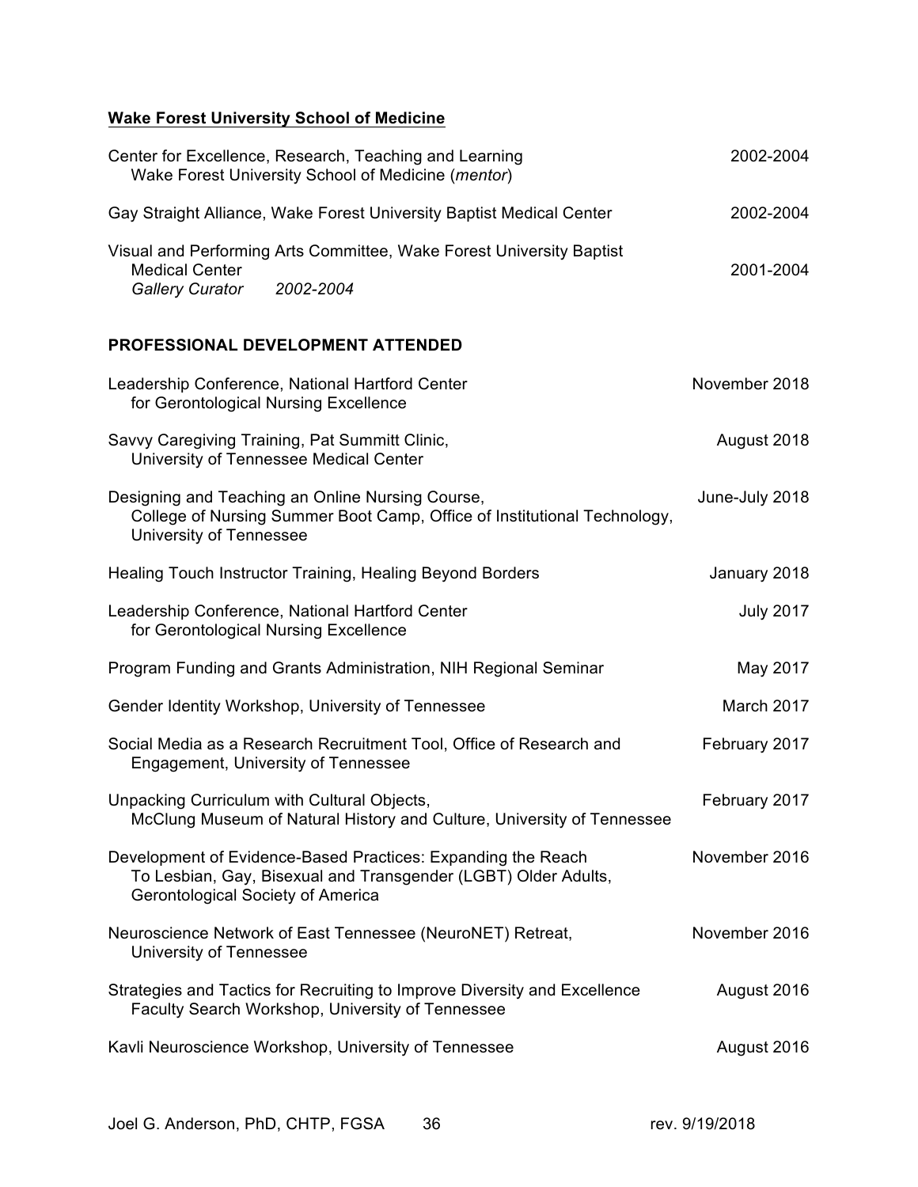**Wake Forest University School of Medicine**

Center for Excellence, Research, Teaching and Learning 2002-2004
Wake Forest University School of Medicine (*mentor*)

Gay Straight Alliance, Wake Forest University Baptist Medical Center 2002-2004

Visual and Performing Arts Committee, Wake Forest University Baptist Medical Center 2001-2004
*Gallery Curator 2002-2004*

## PROFESSIONAL DEVELOPMENT ATTENDED

Leadership Conference, National Hartford Center for Gerontological Nursing Excellence November 2018

Savvy Caregiving Training, Pat Summitt Clinic, University of Tennessee Medical Center August 2018

Designing and Teaching an Online Nursing Course, College of Nursing Summer Boot Camp, Office of Institutional Technology, University of Tennessee June-July 2018

Healing Touch Instructor Training, Healing Beyond Borders January 2018

Leadership Conference, National Hartford Center for Gerontological Nursing Excellence July 2017

Program Funding and Grants Administration, NIH Regional Seminar May 2017

Gender Identity Workshop, University of Tennessee March 2017

Social Media as a Research Recruitment Tool, Office of Research and Engagement, University of Tennessee February 2017

Unpacking Curriculum with Cultural Objects, McClung Museum of Natural History and Culture, University of Tennessee February 2017

Development of Evidence-Based Practices: Expanding the Reach To Lesbian, Gay, Bisexual and Transgender (LGBT) Older Adults, Gerontological Society of America November 2016

Neuroscience Network of East Tennessee (NeuroNET) Retreat, University of Tennessee November 2016

Strategies and Tactics for Recruiting to Improve Diversity and Excellence Faculty Search Workshop, University of Tennessee August 2016

Kavli Neuroscience Workshop, University of Tennessee August 2016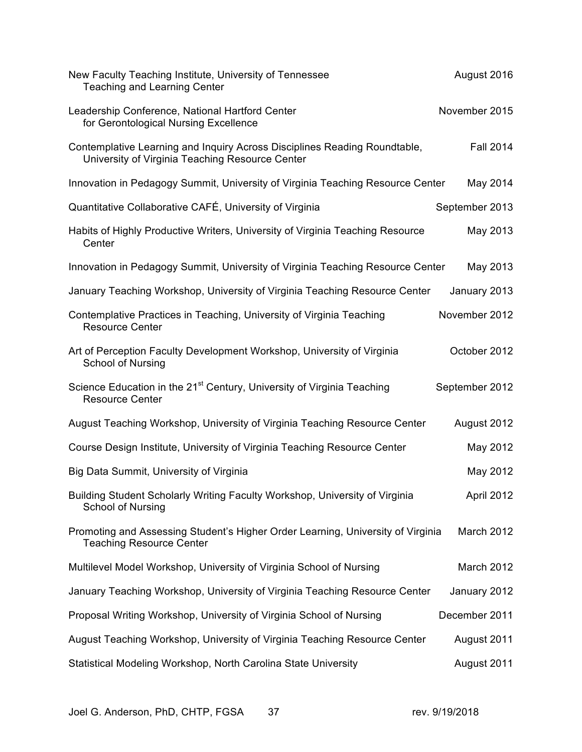New Faculty Teaching Institute, University of Tennessee Teaching and Learning Center — August 2016

Leadership Conference, National Hartford Center for Gerontological Nursing Excellence — November 2015

Contemplative Learning and Inquiry Across Disciplines Reading Roundtable, University of Virginia Teaching Resource Center — Fall 2014

Innovation in Pedagogy Summit, University of Virginia Teaching Resource Center — May 2014

Quantitative Collaborative CAFÉ, University of Virginia — September 2013

Habits of Highly Productive Writers, University of Virginia Teaching Resource Center — May 2013

Innovation in Pedagogy Summit, University of Virginia Teaching Resource Center — May 2013

January Teaching Workshop, University of Virginia Teaching Resource Center — January 2013

Contemplative Practices in Teaching, University of Virginia Teaching Resource Center — November 2012

Art of Perception Faculty Development Workshop, University of Virginia School of Nursing — October 2012

Science Education in the 21st Century, University of Virginia Teaching Resource Center — September 2012

August Teaching Workshop, University of Virginia Teaching Resource Center — August 2012

Course Design Institute, University of Virginia Teaching Resource Center — May 2012

Big Data Summit, University of Virginia — May 2012

Building Student Scholarly Writing Faculty Workshop, University of Virginia School of Nursing — April 2012

Promoting and Assessing Student's Higher Order Learning, University of Virginia Teaching Resource Center — March 2012

Multilevel Model Workshop, University of Virginia School of Nursing — March 2012

January Teaching Workshop, University of Virginia Teaching Resource Center — January 2012

Proposal Writing Workshop, University of Virginia School of Nursing — December 2011

August Teaching Workshop, University of Virginia Teaching Resource Center — August 2011

Statistical Modeling Workshop, North Carolina State University — August 2011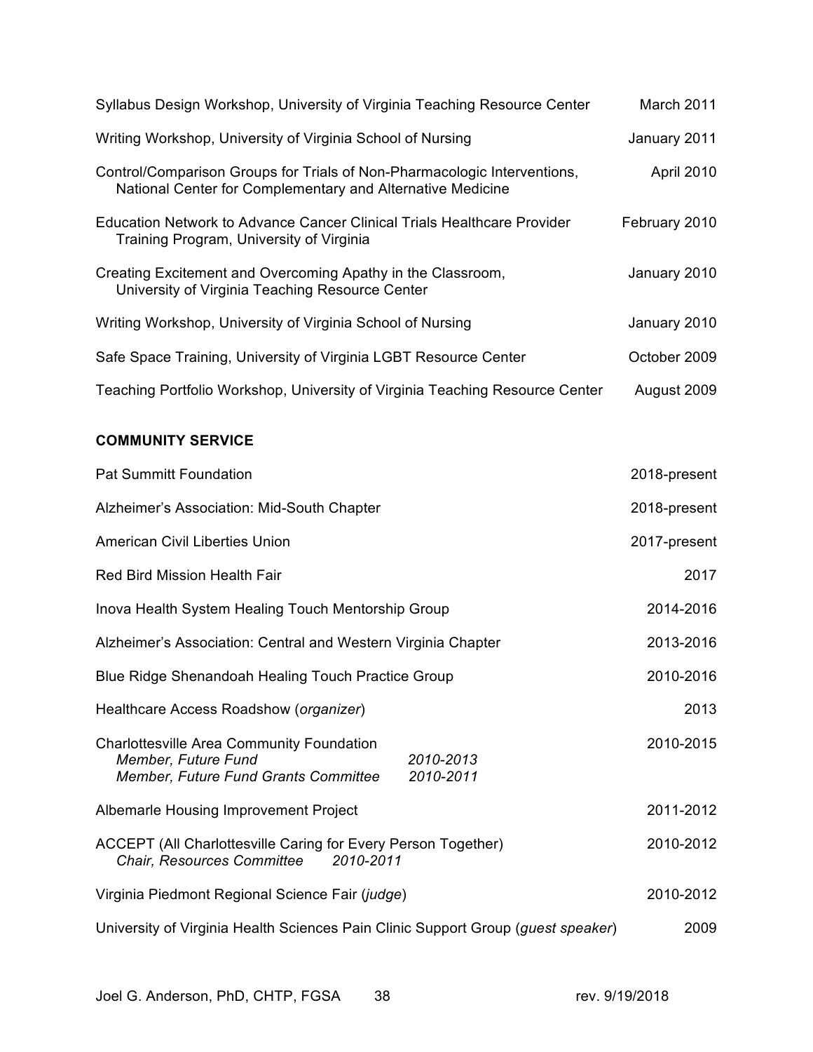Syllabus Design Workshop, University of Virginia Teaching Resource Center — March 2011

Writing Workshop, University of Virginia School of Nursing — January 2011

Control/Comparison Groups for Trials of Non-Pharmacologic Interventions, National Center for Complementary and Alternative Medicine — April 2010

Education Network to Advance Cancer Clinical Trials Healthcare Provider Training Program, University of Virginia — February 2010

Creating Excitement and Overcoming Apathy in the Classroom, University of Virginia Teaching Resource Center — January 2010

Writing Workshop, University of Virginia School of Nursing — January 2010

Safe Space Training, University of Virginia LGBT Resource Center — October 2009

Teaching Portfolio Workshop, University of Virginia Teaching Resource Center — August 2009

## COMMUNITY SERVICE

Pat Summitt Foundation — 2018-present

Alzheimer's Association: Mid-South Chapter — 2018-present

American Civil Liberties Union — 2017-present

Red Bird Mission Health Fair — 2017

Inova Health System Healing Touch Mentorship Group — 2014-2016

Alzheimer's Association: Central and Western Virginia Chapter — 2013-2016

Blue Ridge Shenandoah Healing Touch Practice Group — 2010-2016

Healthcare Access Roadshow (*organizer*) — 2013

Charlottesville Area Community Foundation — 2010-2015
- *Member, Future Fund* — *2010-2013*
- *Member, Future Fund Grants Committee* — *2010-2011*

Albemarle Housing Improvement Project — 2011-2012

ACCEPT (All Charlottesville Caring for Every Person Together) — 2010-2012
- *Chair, Resources Committee* — *2010-2011*

Virginia Piedmont Regional Science Fair (*judge*) — 2010-2012

University of Virginia Health Sciences Pain Clinic Support Group (*guest speaker*) — 2009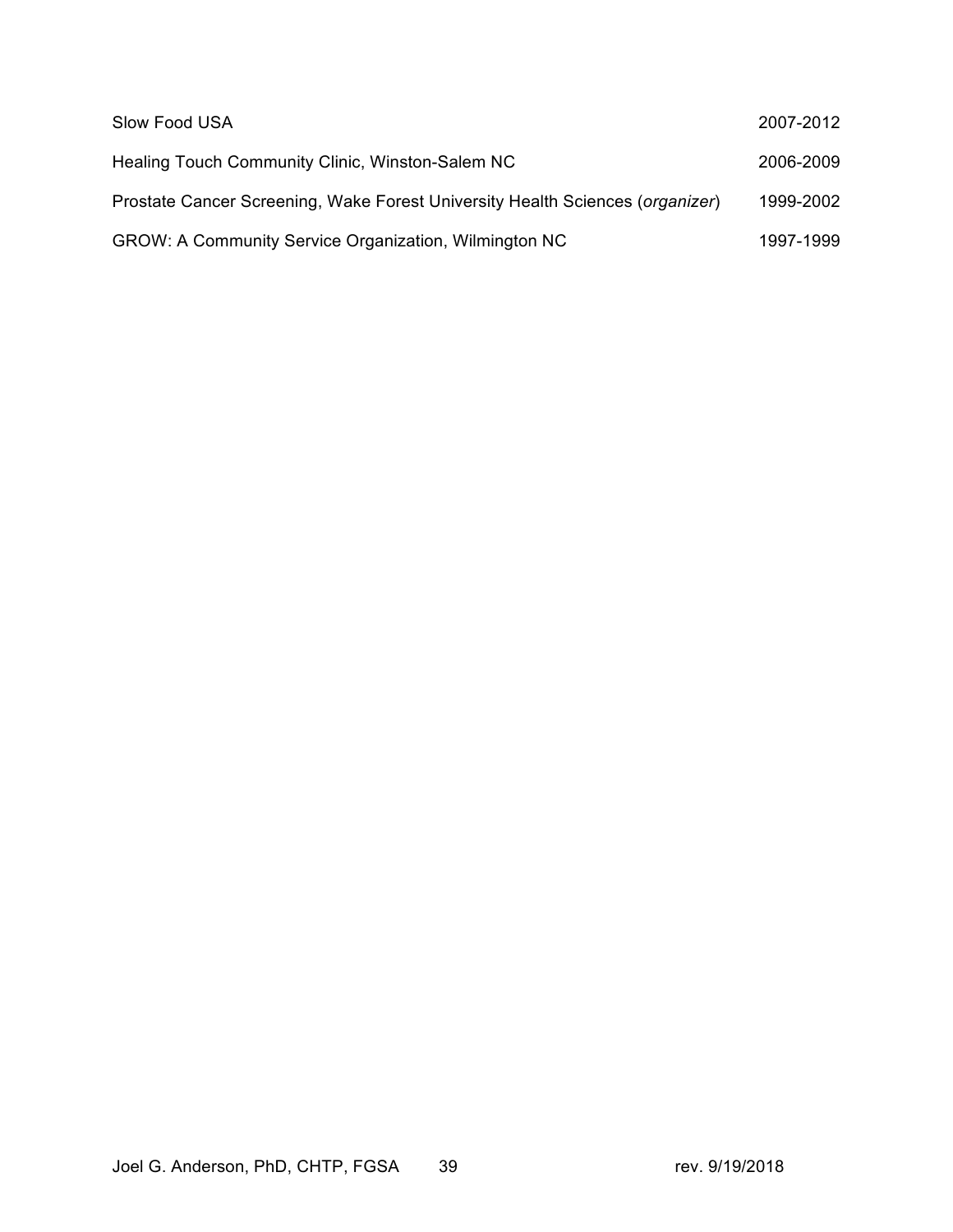| | |
|---|---|
| Slow Food USA | 2007-2012 |
| Healing Touch Community Clinic, Winston-Salem NC | 2006-2009 |
| Prostate Cancer Screening, Wake Forest University Health Sciences (*organizer*) | 1999-2002 |
| GROW: A Community Service Organization, Wilmington NC | 1997-1999 |